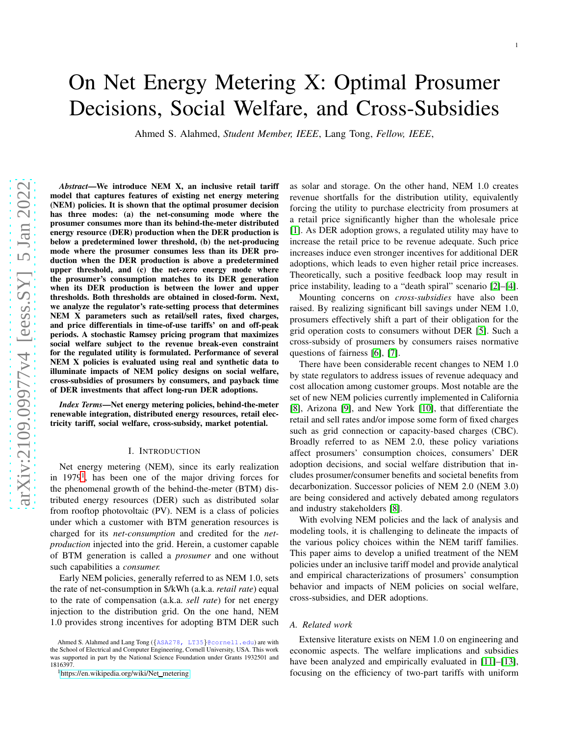# On Net Energy Metering X: Optimal Prosumer Decisions, Social Welfare, and Cross-Subsidies

Ahmed S. Alahmed, *Student Member, IEEE*, Lang Tong, *Fellow, IEEE*,

***Abstract*—We introduce NEM X, an inclusive retail tariff model that captures features of existing net energy metering (NEM) policies. It is shown that the optimal prosumer decision has three modes: (a) the net-consuming mode where the prosumer consumes more than its behind-the-meter distributed energy resource (DER) production when the DER production is below a predetermined lower threshold, (b) the net-producing mode where the prosumer consumes less than its DER production when the DER production is above a predetermined upper threshold, and (c) the net-zero energy mode where the prosumer's consumption matches to its DER generation when its DER production is between the lower and upper thresholds. Both thresholds are obtained in closed-form. Next, we analyze the regulator's rate-setting process that determines NEM X parameters such as retail/sell rates, fixed charges, and price differentials in time-of-use tariffs' on and off-peak periods. A stochastic Ramsey pricing program that maximizes social welfare subject to the revenue break-even constraint for the regulated utility is formulated. Performance of several NEM X policies is evaluated using real and synthetic data to illuminate impacts of NEM policy designs on social welfare, cross-subsidies of prosumers by consumers, and payback time of DER investments that affect long-run DER adoptions.**

***Index Terms*—Net energy metering policies, behind-the-meter renewable integration, distributed energy resources, retail electricity tariff, social welfare, cross-subsidy, market potential.**

## I. Introduction

Net energy metering (NEM), since its early realization in 1979[1], has been one of the major driving forces for the phenomenal growth of the behind-the-meter (BTM) distributed energy resources (DER) such as distributed solar from rooftop photovoltaic (PV). NEM is a class of policies under which a customer with BTM generation resources is charged for its *net-consumption* and credited for the *net-production* injected into the grid. Herein, a customer capable of BTM generation is called a *prosumer* and one without such capabilities a *consumer.*

Early NEM policies, generally referred to as NEM 1.0, sets the rate of net-consumption in $/kWh (a.k.a. *retail rate*) equal to the rate of compensation (a.k.a. *sell rate*) for net energy injection to the distribution grid. On the one hand, NEM 1.0 provides strong incentives for adopting BTM DER such as solar and storage. On the other hand, NEM 1.0 creates revenue shortfalls for the distribution utility, equivalently forcing the utility to purchase electricity from prosumers at a retail price significantly higher than the wholesale price [1]. As DER adoption grows, a regulated utility may have to increase the retail price to be revenue adequate. Such price increases induce even stronger incentives for additional DER adoptions, which leads to even higher retail price increases. Theoretically, such a positive feedback loop may result in price instability, leading to a "death spiral" scenario [2]–[4].

Mounting concerns on *cross-subsidies* have also been raised. By realizing significant bill savings under NEM 1.0, prosumers effectively shift a part of their obligation for the grid operation costs to consumers without DER [5]. Such a cross-subsidy of prosumers by consumers raises normative questions of fairness [6], [7].

There have been considerable recent changes to NEM 1.0 by state regulators to address issues of revenue adequacy and cost allocation among customer groups. Most notable are the set of new NEM policies currently implemented in California [8], Arizona [9], and New York [10], that differentiate the retail and sell rates and/or impose some form of fixed charges such as grid connection or capacity-based charges (CBC). Broadly referred to as NEM 2.0, these policy variations affect prosumers' consumption choices, consumers' DER adoption decisions, and social welfare distribution that includes prosumer/consumer benefits and societal benefits from decarbonization. Successor policies of NEM 2.0 (NEM 3.0) are being considered and actively debated among regulators and industry stakeholders [8].

With evolving NEM policies and the lack of analysis and modeling tools, it is challenging to delineate the impacts of the various policy choices within the NEM tariff families. This paper aims to develop a unified treatment of the NEM policies under an inclusive tariff model and provide analytical and empirical characterizations of prosumers' consumption behavior and impacts of NEM policies on social welfare, cross-subsidies, and DER adoptions.

### A. Related work

Extensive literature exists on NEM 1.0 on engineering and economic aspects. The welfare implications and subsidies have been analyzed and empirically evaluated in [11]–[13], focusing on the efficiency of two-part tariffs with uniform

---

Ahmed S. Alahmed and Lang Tong ({ASA278, LT35}@cornell.edu) are with the School of Electrical and Computer Engineering, Cornell University, USA. This work was supported in part by the National Science Foundation under Grants 1932501 and 1816397.

[1] https://en.wikipedia.org/wiki/Net_metering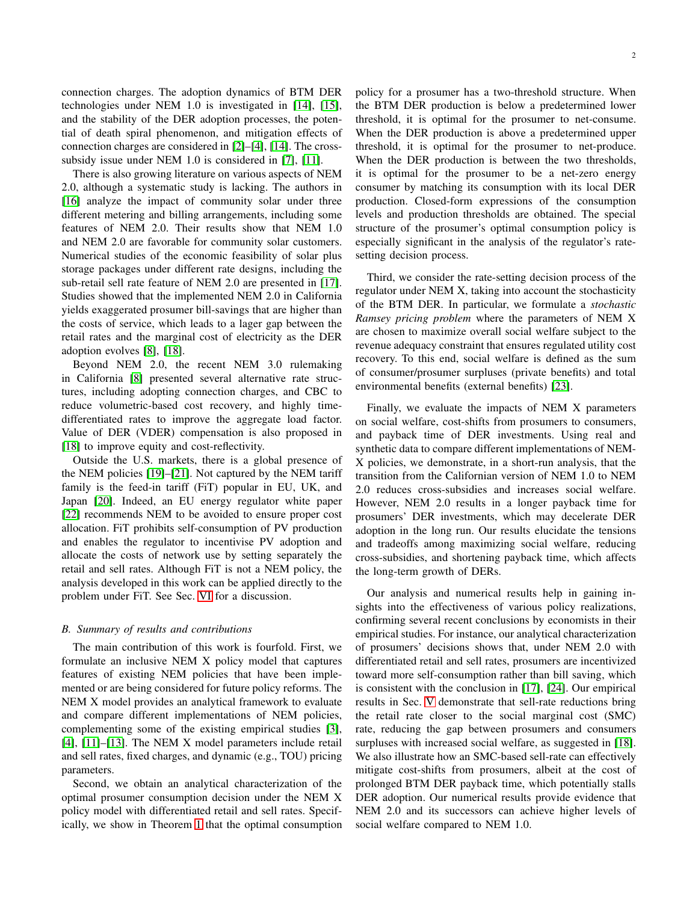connection charges. The adoption dynamics of BTM DER technologies under NEM 1.0 is investigated in [14], [15], and the stability of the DER adoption processes, the potential of death spiral phenomenon, and mitigation effects of connection charges are considered in [2]–[4], [14]. The cross-subsidy issue under NEM 1.0 is considered in [7], [11].

There is also growing literature on various aspects of NEM 2.0, although a systematic study is lacking. The authors in [16] analyze the impact of community solar under three different metering and billing arrangements, including some features of NEM 2.0. Their results show that NEM 1.0 and NEM 2.0 are favorable for community solar customers. Numerical studies of the economic feasibility of solar plus storage packages under different rate designs, including the sub-retail sell rate feature of NEM 2.0 are presented in [17]. Studies showed that the implemented NEM 2.0 in California yields exaggerated prosumer bill-savings that are higher than the costs of service, which leads to a lager gap between the retail rates and the marginal cost of electricity as the DER adoption evolves [8], [18].

Beyond NEM 2.0, the recent NEM 3.0 rulemaking in California [8] presented several alternative rate structures, including adopting connection charges, and CBC to reduce volumetric-based cost recovery, and highly time-differentiated rates to improve the aggregate load factor. Value of DER (VDER) compensation is also proposed in [18] to improve equity and cost-reflectivity.

Outside the U.S. markets, there is a global presence of the NEM policies [19]–[21]. Not captured by the NEM tariff family is the feed-in tariff (FiT) popular in EU, UK, and Japan [20]. Indeed, an EU energy regulator white paper [22] recommends NEM to be avoided to ensure proper cost allocation. FiT prohibits self-consumption of PV production and enables the regulator to incentivise PV adoption and allocate the costs of network use by setting separately the retail and sell rates. Although FiT is not a NEM policy, the analysis developed in this work can be applied directly to the problem under FiT. See Sec. VI for a discussion.

### B. Summary of results and contributions

The main contribution of this work is fourfold. First, we formulate an inclusive NEM X policy model that captures features of existing NEM policies that have been implemented or are being considered for future policy reforms. The NEM X model provides an analytical framework to evaluate and compare different implementations of NEM policies, complementing some of the existing empirical studies [3], [4], [11]–[13]. The NEM X model parameters include retail and sell rates, fixed charges, and dynamic (e.g., TOU) pricing parameters.

Second, we obtain an analytical characterization of the optimal prosumer consumption decision under the NEM X policy model with differentiated retail and sell rates. Specifically, we show in Theorem 1 that the optimal consumption policy for a prosumer has a two-threshold structure. When the BTM DER production is below a predetermined lower threshold, it is optimal for the prosumer to net-consume. When the DER production is above a predetermined upper threshold, it is optimal for the prosumer to net-produce. When the DER production is between the two thresholds, it is optimal for the prosumer to be a net-zero energy consumer by matching its consumption with its local DER production. Closed-form expressions of the consumption levels and production thresholds are obtained. The special structure of the prosumer's optimal consumption policy is especially significant in the analysis of the regulator's rate-setting decision process.

Third, we consider the rate-setting decision process of the regulator under NEM X, taking into account the stochasticity of the BTM DER. In particular, we formulate a *stochastic Ramsey pricing problem* where the parameters of NEM X are chosen to maximize overall social welfare subject to the revenue adequacy constraint that ensures regulated utility cost recovery. To this end, social welfare is defined as the sum of consumer/prosumer surpluses (private benefits) and total environmental benefits (external benefits) [23].

Finally, we evaluate the impacts of NEM X parameters on social welfare, cost-shifts from prosumers to consumers, and payback time of DER investments. Using real and synthetic data to compare different implementations of NEM-X policies, we demonstrate, in a short-run analysis, that the transition from the Californian version of NEM 1.0 to NEM 2.0 reduces cross-subsidies and increases social welfare. However, NEM 2.0 results in a longer payback time for prosumers' DER investments, which may decelerate DER adoption in the long run. Our results elucidate the tensions and tradeoffs among maximizing social welfare, reducing cross-subsidies, and shortening payback time, which affects the long-term growth of DERs.

Our analysis and numerical results help in gaining insights into the effectiveness of various policy realizations, confirming several recent conclusions by economists in their empirical studies. For instance, our analytical characterization of prosumers' decisions shows that, under NEM 2.0 with differentiated retail and sell rates, prosumers are incentivized toward more self-consumption rather than bill saving, which is consistent with the conclusion in [17], [24]. Our empirical results in Sec. V demonstrate that sell-rate reductions bring the retail rate closer to the social marginal cost (SMC) rate, reducing the gap between prosumers and consumers surpluses with increased social welfare, as suggested in [18]. We also illustrate how an SMC-based sell-rate can effectively mitigate cost-shifts from prosumers, albeit at the cost of prolonged BTM DER payback time, which potentially stalls DER adoption. Our numerical results provide evidence that NEM 2.0 and its successors can achieve higher levels of social welfare compared to NEM 1.0.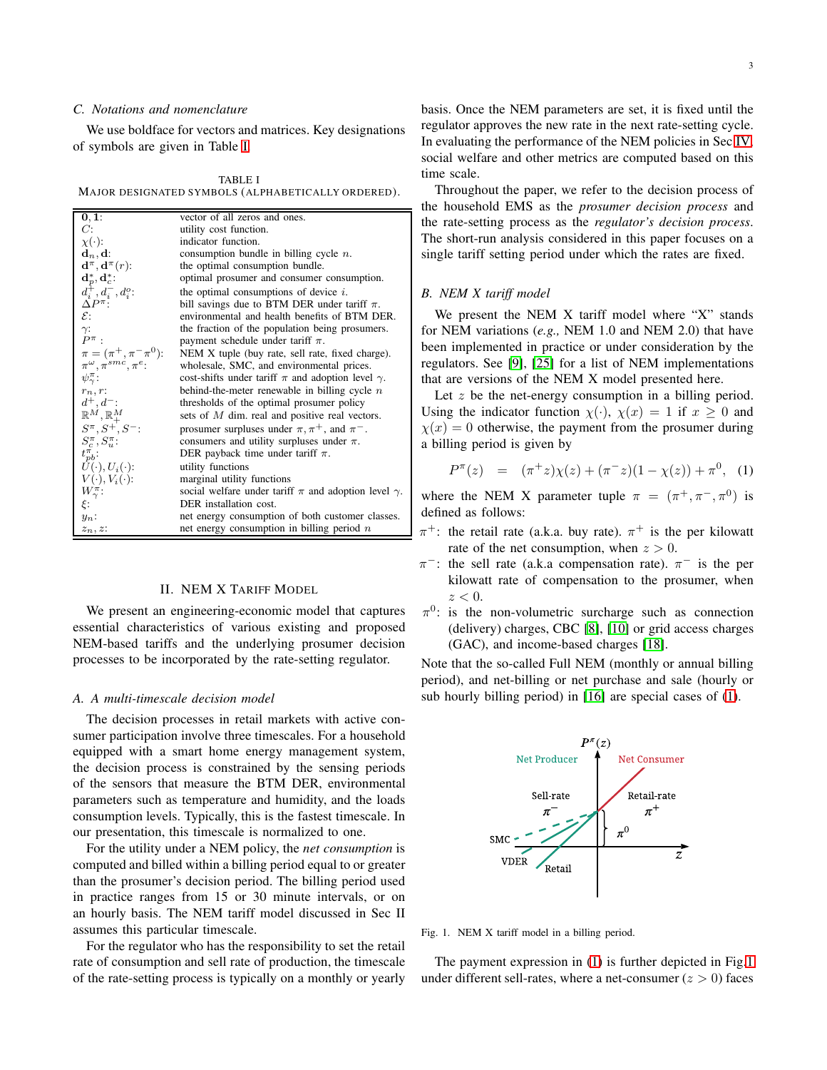### C. Notations and nomenclature

We use boldface for vectors and matrices. Key designations of symbols are given in Table I.

TABLE I
MAJOR DESIGNATED SYMBOLS (ALPHABETICALLY ORDERED).

| Symbol | Description |
|---|---|
| $\mathbf{0}, \mathbf{1}$: | vector of all zeros and ones. |
| $C$: | utility cost function. |
| $\chi(\cdot)$: | indicator function. |
| $\mathbf{d}_n, \mathbf{d}$: | consumption bundle in billing cycle $n$. |
| $\mathbf{d}^\pi, \mathbf{d}^\pi(r)$: | the optimal consumption bundle. |
| $\mathbf{d}_p^*, \mathbf{d}_c^*$: | optimal prosumer and consumer consumption. |
| $d_i^+, d_i^-, d_i^o$: | the optimal consumptions of device $i$. |
| $\Delta P^\pi$: | bill savings due to BTM DER under tariff $\pi$. |
| $\mathcal{E}$: | environmental and health benefits of BTM DER. |
| $\gamma$: | the fraction of the population being prosumers. |
| $P^\pi$ : | payment schedule under tariff $\pi$. |
| $\pi = (\pi^+, \pi^- \pi^0)$: | NEM X tuple (buy rate, sell rate, fixed charge). |
| $\pi^w, \pi^{smc}, \pi^e$: | wholesale, SMC, and environmental prices. |
| $\psi_\gamma^\pi$: | cost-shifts under tariff $\pi$ and adoption level $\gamma$. |
| $r_n, r$: | behind-the-meter renewable in billing cycle $n$ |
| $d^+, d^-$: | thresholds of the optimal prosumer policy |
| $\mathbb{R}^M, \mathbb{R}_+^M$ | sets of $M$ dim. real and positive real vectors. |
| $S^\pi, S^+, S^-$: | prosumer surpluses under $\pi, \pi^+$, and $\pi^-$. |
| $S_c^\pi, S_u^\pi$: | consumers and utility surpluses under $\pi$. |
| $t_{pb}^\pi$: | DER payback time under tariff $\pi$. |
| $U(\cdot), U_i(\cdot)$: | utility functions |
| $V(\cdot), V_i(\cdot)$: | marginal utility functions |
| $W_\gamma^\pi$: | social welfare under tariff $\pi$ and adoption level $\gamma$. |
| $\xi$: | DER installation cost. |
| $y_n$: | net energy consumption of both customer classes. |
| $z_n, z$: | net energy consumption in billing period $n$ |

## II. NEM X Tariff Model

We present an engineering-economic model that captures essential characteristics of various existing and proposed NEM-based tariffs and the underlying prosumer decision processes to be incorporated by the rate-setting regulator.

### A. A multi-timescale decision model

The decision processes in retail markets with active consumer participation involve three timescales. For a household equipped with a smart home energy management system, the decision process is constrained by the sensing periods of the sensors that measure the BTM DER, environmental parameters such as temperature and humidity, and the loads consumption levels. Typically, this is the fastest timescale. In our presentation, this timescale is normalized to one.

For the utility under a NEM policy, the *net consumption* is computed and billed within a billing period equal to or greater than the prosumer's decision period. The billing period used in practice ranges from 15 or 30 minute intervals, or on an hourly basis. The NEM tariff model discussed in Sec II assumes this particular timescale.

For the regulator who has the responsibility to set the retail rate of consumption and sell rate of production, the timescale of the rate-setting process is typically on a monthly or yearly basis. Once the NEM parameters are set, it is fixed until the regulator approves the new rate in the next rate-setting cycle. In evaluating the performance of the NEM policies in Sec IV, social welfare and other metrics are computed based on this time scale.

Throughout the paper, we refer to the decision process of the household EMS as the *prosumer decision process* and the rate-setting process as the *regulator's decision process*. The short-run analysis considered in this paper focuses on a single tariff setting period under which the rates are fixed.

### B. NEM X tariff model

We present the NEM X tariff model where "X" stands for NEM variations (*e.g.,* NEM 1.0 and NEM 2.0) that have been implemented in practice or under consideration by the regulators. See [9], [25] for a list of NEM implementations that are versions of the NEM X model presented here.

Let $z$ be the net-energy consumption in a billing period. Using the indicator function $\chi(\cdot)$, $\chi(x) = 1$ if $x \geq 0$ and $\chi(x) = 0$ otherwise, the payment from the prosumer during a billing period is given by

$$P^\pi(z) \;\; = \;\; (\pi^+ z)\chi(z) + (\pi^- z)(1 - \chi(z)) + \pi^0, \quad (1)$$

where the NEM X parameter tuple $\pi = (\pi^+, \pi^-, \pi^0)$ is defined as follows:

- $\pi^+$: the retail rate (a.k.a. buy rate). $\pi^+$ is the per kilowatt rate of the net consumption, when $z > 0$.
- $\pi^-$: the sell rate (a.k.a compensation rate). $\pi^-$ is the per kilowatt rate of compensation to the prosumer, when $z < 0$.
- $\pi^0$: is the non-volumetric surcharge such as connection (delivery) charges, CBC [8], [10] or grid access charges (GAC), and income-based charges [18].

Note that the so-called Full NEM (monthly or annual billing period), and net-billing or net purchase and sale (hourly or sub hourly billing period) in [16] are special cases of (1).

Fig. 1. NEM X tariff model in a billing period.

The payment expression in (1) is further depicted in Fig.1 under different sell-rates, where a net-consumer ($z > 0$) faces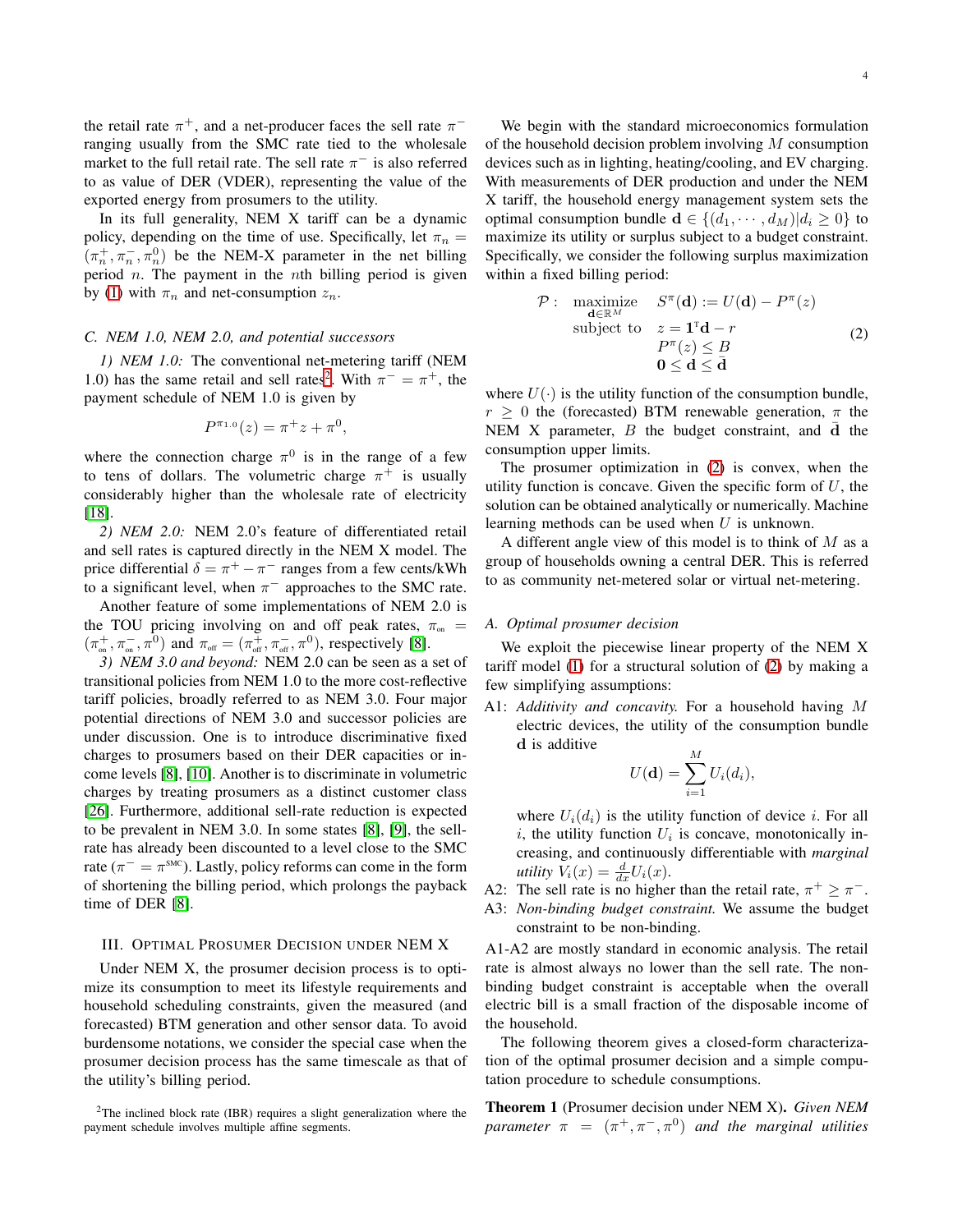the retail rate $\pi^+$, and a net-producer faces the sell rate $\pi^-$ ranging usually from the SMC rate tied to the wholesale market to the full retail rate. The sell rate $\pi^-$ is also referred to as value of DER (VDER), representing the value of the exported energy from prosumers to the utility.

In its full generality, NEM X tariff can be a dynamic policy, depending on the time of use. Specifically, let $\pi_n = (\pi_n^+, \pi_n^-, \pi_n^0)$ be the NEM-X parameter in the net billing period $n$. The payment in the $n$th billing period is given by (1) with $\pi_n$ and net-consumption $z_n$.

### C. NEM 1.0, NEM 2.0, and potential successors

*1) NEM 1.0:* The conventional net-metering tariff (NEM 1.0) has the same retail and sell rates[2]. With $\pi^- = \pi^+$, the payment schedule of NEM 1.0 is given by

$$P^{\pi_{1.0}}(z) = \pi^+ z + \pi^0,$$

where the connection charge $\pi^0$ is in the range of a few to tens of dollars. The volumetric charge $\pi^+$ is usually considerably higher than the wholesale rate of electricity [18].

*2) NEM 2.0:* NEM 2.0's feature of differentiated retail and sell rates is captured directly in the NEM X model. The price differential $\delta = \pi^+ - \pi^-$ ranges from a few cents/kWh to a significant level, when $\pi^-$ approaches to the SMC rate.

Another feature of some implementations of NEM 2.0 is the TOU pricing involving on and off peak rates, $\pi_{\text{on}} = (\pi_{\text{on}}^+, \pi_{\text{on}}^-, \pi^0)$ and $\pi_{\text{off}} = (\pi_{\text{off}}^+, \pi_{\text{off}}^-, \pi^0)$, respectively [8].

*3) NEM 3.0 and beyond:* NEM 2.0 can be seen as a set of transitional policies from NEM 1.0 to the more cost-reflective tariff policies, broadly referred to as NEM 3.0. Four major potential directions of NEM 3.0 and successor policies are under discussion. One is to introduce discriminative fixed charges to prosumers based on their DER capacities or income levels [8], [10]. Another is to discriminate in volumetric charges by treating prosumers as a distinct customer class [26]. Furthermore, additional sell-rate reduction is expected to be prevalent in NEM 3.0. In some states [8], [9], the sell-rate has already been discounted to a level close to the SMC rate ($\pi^- = \pi^{\text{SMC}}$). Lastly, policy reforms can come in the form of shortening the billing period, which prolongs the payback time of DER [8].

## III. Optimal Prosumer Decision under NEM X

Under NEM X, the prosumer decision process is to optimize its consumption to meet its lifestyle requirements and household scheduling constraints, given the measured (and forecasted) BTM generation and other sensor data. To avoid burdensome notations, we consider the special case when the prosumer decision process has the same timescale as that of the utility's billing period.

[2]The inclined block rate (IBR) requires a slight generalization where the payment schedule involves multiple affine segments.

We begin with the standard microeconomics formulation of the household decision problem involving $M$ consumption devices such as in lighting, heating/cooling, and EV charging. With measurements of DER production and under the NEM X tariff, the household energy management system sets the optimal consumption bundle $\mathbf{d} \in \{(d_1, \cdots, d_M) | d_i \geq 0\}$ to maximize its utility or surplus subject to a budget constraint. Specifically, we consider the following surplus maximization within a fixed billing period:

$$\begin{array}{llll} \mathcal{P}: & \underset{\mathbf{d} \in \mathbb{R}^M}{\text{maximize}} & S^\pi(\mathbf{d}) := U(\mathbf{d}) - P^\pi(z) & \\ & \text{subject to} & z = \mathbf{1}^\intercal \mathbf{d} - r & \\ & & P^\pi(z) \leq B & \\ & & \mathbf{0} \leq \mathbf{d} \leq \bar{\mathbf{d}} & \end{array} \tag{2}$$

where $U(\cdot)$ is the utility function of the consumption bundle, $r \geq 0$ the (forecasted) BTM renewable generation, $\pi$ the NEM X parameter, $B$ the budget constraint, and $\bar{\mathbf{d}}$ the consumption upper limits.

The prosumer optimization in (2) is convex, when the utility function is concave. Given the specific form of $U$, the solution can be obtained analytically or numerically. Machine learning methods can be used when $U$ is unknown.

A different angle view of this model is to think of $M$ as a group of households owning a central DER. This is referred to as community net-metered solar or virtual net-metering.

### A. Optimal prosumer decision

We exploit the piecewise linear property of the NEM X tariff model (1) for a structural solution of (2) by making a few simplifying assumptions:

A1: *Additivity and concavity.* For a household having $M$ electric devices, the utility of the consumption bundle $\mathbf{d}$ is additive

$$U(\mathbf{d}) = \sum_{i=1}^{M} U_i(d_i),$$

where $U_i(d_i)$ is the utility function of device $i$. For all $i$, the utility function $U_i$ is concave, monotonically increasing, and continuously differentiable with *marginal utility* $V_i(x) = \frac{d}{dx} U_i(x)$.

A2: The sell rate is no higher than the retail rate, $\pi^+ \geq \pi^-$.

A3: *Non-binding budget constraint.* We assume the budget constraint to be non-binding.

A1-A2 are mostly standard in economic analysis. The retail rate is almost always no lower than the sell rate. The non-binding budget constraint is acceptable when the overall electric bill is a small fraction of the disposable income of the household.

The following theorem gives a closed-form characterization of the optimal prosumer decision and a simple computation procedure to schedule consumptions.

**Theorem 1** (Prosumer decision under NEM X)**.** *Given NEM parameter $\pi = (\pi^+, \pi^-, \pi^0)$ and the marginal utilities*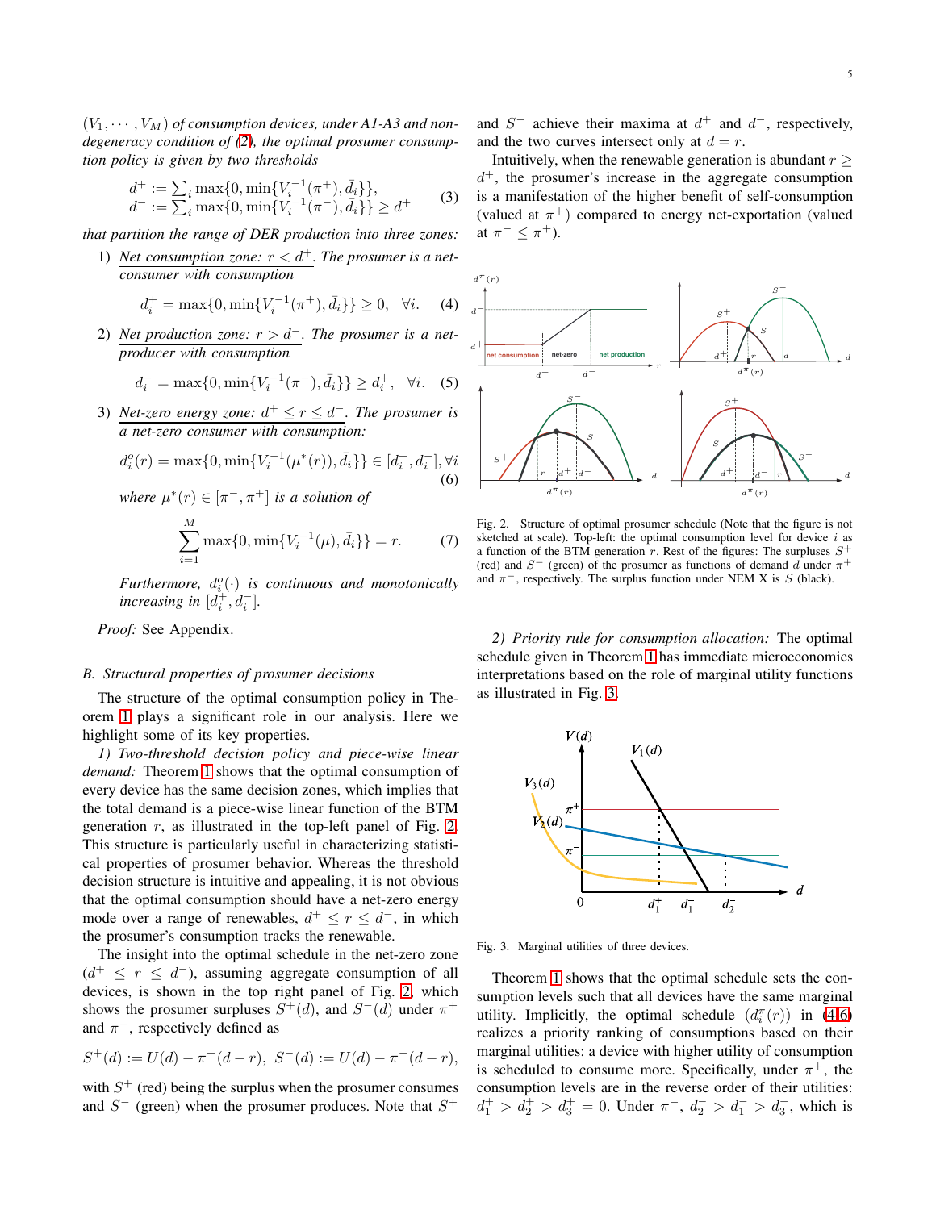$(V_1, \cdots, V_M)$ *of consumption devices, under A1-A3 and non-degeneracy condition of (2), the optimal prosumer consumption policy is given by two thresholds*

$$
\begin{aligned}
d^+ &:= \sum_i \max\{0, \min\{V_i^{-1}(\pi^+), \bar{d}_i\}\}, \\
d^- &:= \sum_i \max\{0, \min\{V_i^{-1}(\pi^-), \bar{d}_i\}\} \geq d^+
\end{aligned} \quad (3)
$$

*that partition the range of DER production into three zones:*

1) *Net consumption zone: $r < d^+$. The prosumer is a net-consumer with consumption*
$$d_i^+ = \max\{0, \min\{V_i^{-1}(\pi^+), \bar{d}_i\}\} \geq 0, \quad \forall i. \quad (4)$$

2) *Net production zone: $r > d^-$. The prosumer is a net-producer with consumption*
$$d_i^- = \max\{0, \min\{V_i^{-1}(\pi^-), \bar{d}_i\}\} \geq d_i^+, \quad \forall i. \quad (5)$$

3) *Net-zero energy zone: $d^+ \leq r \leq d^-$. The prosumer is a net-zero consumer with consumption:*
$$d_i^o(r) = \max\{0, \min\{V_i^{-1}(\mu^*(r)), \bar{d}_i\}\} \in [d_i^+, d_i^-], \forall i \quad (6)$$
*where $\mu^*(r) \in [\pi^-, \pi^+]$ is a solution of*
$$\sum_{i=1}^{M} \max\{0, \min\{V_i^{-1}(\mu), \bar{d}_i\}\} = r. \quad (7)$$

*Furthermore, $d_i^o(\cdot)$ is continuous and monotonically increasing in $[d_i^+, d_i^-]$.*

*Proof:* See Appendix.

### B. Structural properties of prosumer decisions

The structure of the optimal consumption policy in Theorem 1 plays a significant role in our analysis. Here we highlight some of its key properties.

*1) Two-threshold decision policy and piece-wise linear demand:* Theorem 1 shows that the optimal consumption of every device has the same decision zones, which implies that the total demand is a piece-wise linear function of the BTM generation $r$, as illustrated in the top-left panel of Fig. 2. This structure is particularly useful in characterizing statistical properties of prosumer behavior. Whereas the threshold decision structure is intuitive and appealing, it is not obvious that the optimal consumption should have a net-zero energy mode over a range of renewables, $d^+ \leq r \leq d^-$, in which the prosumer's consumption tracks the renewable.

The insight into the optimal schedule in the net-zero zone ($d^+ \leq r \leq d^-$), assuming aggregate consumption of all devices, is shown in the top right panel of Fig. 2, which shows the prosumer surpluses $S^+(d)$, and $S^-(d)$ under $\pi^+$ and $\pi^-$, respectively defined as

$$S^+(d) := U(d) - \pi^+(d - r), \ S^-(d) := U(d) - \pi^-(d - r),$$

with $S^+$ (red) being the surplus when the prosumer consumes and $S^-$ (green) when the prosumer produces. Note that $S^+$ and $S^-$ achieve their maxima at $d^+$ and $d^-$, respectively, and the two curves intersect only at $d = r$.

Intuitively, when the renewable generation is abundant $r \geq d^+$, the prosumer's increase in the aggregate consumption is a manifestation of the higher benefit of self-consumption (valued at $\pi^+$) compared to energy net-exportation (valued at $\pi^- \leq \pi^+$).

Fig. 2. Structure of optimal prosumer schedule (Note that the figure is not sketched at scale). Top-left: the optimal consumption level for device $i$ as a function of the BTM generation $r$. Rest of the figures: The surpluses $S^+$ (red) and $S^-$ (green) of the prosumer as functions of demand $d$ under $\pi^+$ and $\pi^-$, respectively. The surplus function under NEM X is $S$ (black).

*2) Priority rule for consumption allocation:* The optimal schedule given in Theorem 1 has immediate microeconomics interpretations based on the role of marginal utility functions as illustrated in Fig. 3.

Fig. 3. Marginal utilities of three devices.

Theorem 1 shows that the optimal schedule sets the consumption levels such that all devices have the same marginal utility. Implicitly, the optimal schedule $(d_i^\pi(r))$ in (4-6) realizes a priority ranking of consumptions based on their marginal utilities: a device with higher utility of consumption is scheduled to consume more. Specifically, under $\pi^+$, the consumption levels are in the reverse order of their utilities: $d_1^+ > d_2^+ > d_3^+ = 0$. Under $\pi^-$, $d_2^- > d_1^- > d_3^-$, which is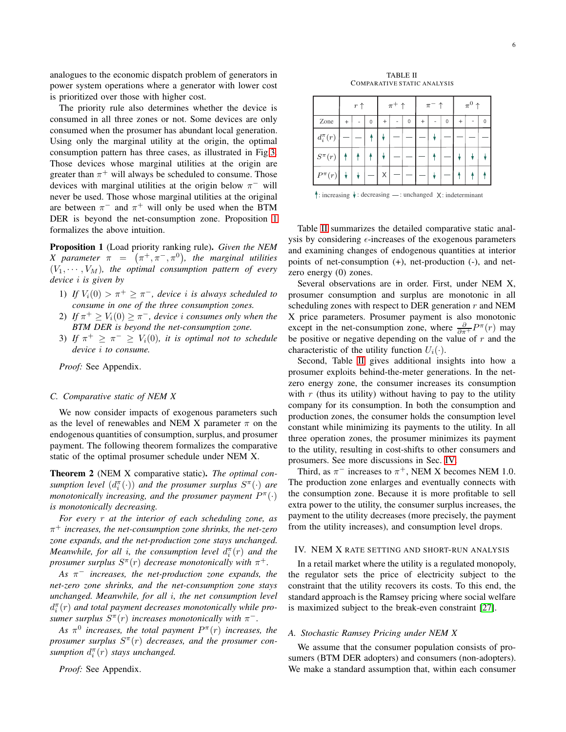analogues to the economic dispatch problem of generators in power system operations where a generator with lower cost is prioritized over those with higher cost.

The priority rule also determines whether the device is consumed in all three zones or not. Some devices are only consumed when the prosumer has abundant local generation. Using only the marginal utility at the origin, the optimal consumption pattern has three cases, as illustrated in Fig 3. Those devices whose marginal utilities at the origin are greater than $\pi^+$ will always be scheduled to consume. Those devices with marginal utilities at the origin below $\pi^-$ will never be used. Those whose marginal utilities at the original are between $\pi^-$ and $\pi^+$ will only be used when the BTM DER is beyond the net-consumption zone. Proposition 1 formalizes the above intuition.

**Proposition 1** (Load priority ranking rule)**.** *Given the NEM X parameter $\pi = (\pi^+, \pi^-, \pi^0)$, the marginal utilities $(V_1, \cdots, V_M)$, the optimal consumption pattern of every device $i$ is given by*

1) *If $V_i(0) > \pi^+ \geq \pi^-$, device $i$ is always scheduled to consume in one of the three consumption zones.*
2) *If $\pi^+ \geq V_i(0) \geq \pi^-$, device $i$ consumes only when the BTM DER is beyond the net-consumption zone.*
3) *If $\pi^+ \geq \pi^- \geq V_i(0)$, it is optimal not to schedule device $i$ to consume.*

*Proof:* See Appendix.

### C. Comparative static of NEM X

We now consider impacts of exogenous parameters such as the level of renewables and NEM X parameter $\pi$ on the endogenous quantities of consumption, surplus, and prosumer payment. The following theorem formalizes the comparative static of the optimal prosumer schedule under NEM X.

**Theorem 2** (NEM X comparative static)**.** *The optimal consumption level $(d_i^\pi(\cdot))$ and the prosumer surplus $S^\pi(\cdot)$ are monotonically increasing, and the prosumer payment $P^\pi(\cdot)$ is monotonically decreasing.*

*For every $r$ at the interior of each scheduling zone, as $\pi^+$ increases, the net-consumption zone shrinks, the net-zero zone expands, and the net-production zone stays unchanged. Meanwhile, for all $i$, the consumption level $d_i^\pi(r)$ and the prosumer surplus $S^\pi(r)$ decrease monotonically with $\pi^+$.*

*As $\pi^-$ increases, the net-production zone expands, the net-zero zone shrinks, and the net-consumption zone stays unchanged. Meanwhile, for all $i$, the net consumption level $d_i^\pi(r)$ and total payment decreases monotonically while prosumer surplus $S^\pi(r)$ increases monotonically with $\pi^-$.*

*As $\pi^0$ increases, the total payment $P^\pi(r)$ increases, the prosumer surplus $S^\pi(r)$ decreases, and the prosumer consumption $d_i^\pi(r)$ stays unchanged.*

*Proof:* See Appendix.

TABLE II
COMPARATIVE STATIC ANALYSIS

| | $r\uparrow$ | | | $\pi^+\uparrow$ | | | $\pi^-\uparrow$ | | | $\pi^0\uparrow$ | | |
|---|---|---|---|---|---|---|---|---|---|---|---|---|
| Zone | + | - | 0 | + | - | 0 | + | - | 0 | + | - | 0 |
| $d_i^\pi(r)$ | — | — | ↑ | ↓ | — | — | — | ↓ | — | — | — | — |
| $S^\pi(r)$ | ↑ | ↑ | ↑ | ↓ | — | — | — | ↑ | — | ↓ | ↓ | ↓ |
| $P^\pi(r)$ | ↓ | ↓ | — | X | — | — | — | ↓ | — | ↑ | ↑ | ↑ |

↑: increasing ↓: decreasing —: unchanged X: indeterminant

Table II summarizes the detailed comparative static analysis by considering $\epsilon$-increases of the exogenous parameters and examining changes of endogenous quantities at interior points of net-consumption (+), net-production (-), and net-zero energy (0) zones.

Several observations are in order. First, under NEM X, prosumer consumption and surplus are monotonic in all scheduling zones with respect to DER generation $r$ and NEM X price parameters. Prosumer payment is also monotonic except in the net-consumption zone, where $\frac{\partial}{\partial \pi^+}P^\pi(r)$ may be positive or negative depending on the value of $r$ and the characteristic of the utility function $U_i(\cdot)$.

Second, Table II gives additional insights into how a prosumer exploits behind-the-meter generations. In the net-zero energy zone, the consumer increases its consumption with $r$ (thus its utility) without having to pay to the utility company for its consumption. In both the consumption and production zones, the consumer holds the consumption level constant while minimizing its payments to the utility. In all three operation zones, the prosumer minimizes its payment to the utility, resulting in cost-shifts to other consumers and prosumers. See more discussions in Sec. IV.

Third, as $\pi^-$ increases to $\pi^+$, NEM X becomes NEM 1.0. The production zone enlarges and eventually connects with the consumption zone. Because it is more profitable to sell extra power to the utility, the consumer surplus increases, the payment to the utility decreases (more precisely, the payment from the utility increases), and consumption level drops.

## IV. NEM X Rate Setting and Short-Run Analysis

In a retail market where the utility is a regulated monopoly, the regulator sets the price of electricity subject to the constraint that the utility recovers its costs. To this end, the standard approach is the Ramsey pricing where social welfare is maximized subject to the break-even constraint [27].

### A. Stochastic Ramsey Pricing under NEM X

We assume that the consumer population consists of prosumers (BTM DER adopters) and consumers (non-adopters). We make a standard assumption that, within each consumer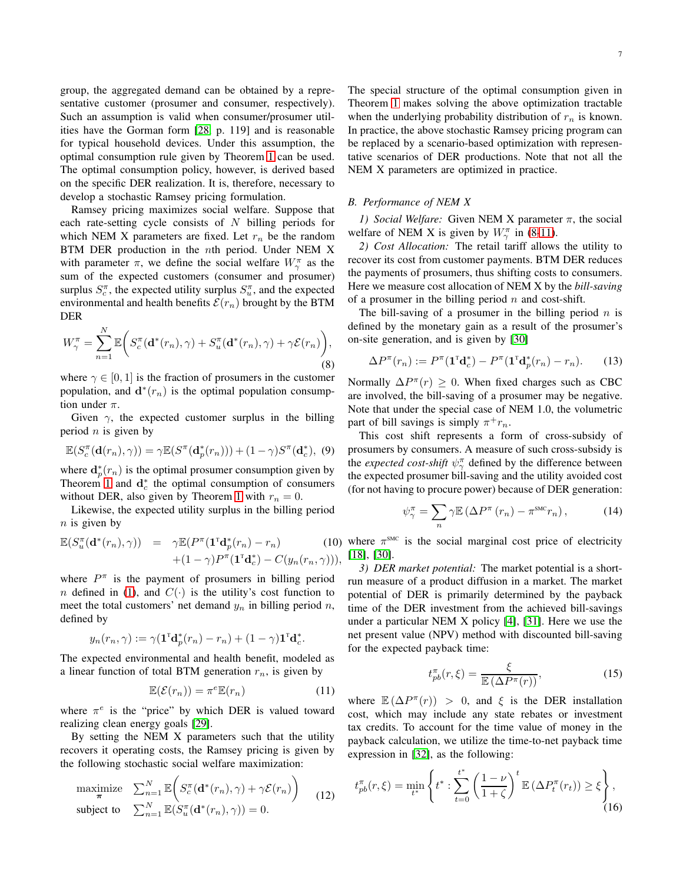group, the aggregated demand can be obtained by a representative customer (prosumer and consumer, respectively). Such an assumption is valid when consumer/prosumer utilities have the Gorman form [28, p. 119] and is reasonable for typical household devices. Under this assumption, the optimal consumption rule given by Theorem 1 can be used. The optimal consumption policy, however, is derived based on the specific DER realization. It is, therefore, necessary to develop a stochastic Ramsey pricing formulation.

Ramsey pricing maximizes social welfare. Suppose that each rate-setting cycle consists of $N$ billing periods for which NEM X parameters are fixed. Let $r_n$ be the random BTM DER production in the $n$th period. Under NEM X with parameter $\pi$, we define the social welfare $W^\pi_\gamma$ as the sum of the expected customers (consumer and prosumer) surplus $S^\pi_c$, the expected utility surplus $S^\pi_u$, and the expected environmental and health benefits $\mathcal{E}(r_n)$ brought by the BTM DER

$$W^\pi_\gamma = \sum_{n=1}^{N} \mathbb{E}\bigg( S^\pi_c(\mathbf{d}^*(r_n),\gamma) + S^\pi_u(\mathbf{d}^*(r_n),\gamma) + \gamma \mathcal{E}(r_n)\bigg), \tag{8}$$

where $\gamma \in [0,1]$ is the fraction of prosumers in the customer population, and $\mathbf{d}^*(r_n)$ is the optimal population consumption under $\pi$.

Given $\gamma$, the expected customer surplus in the billing period $n$ is given by

$$\mathbb{E}(S^\pi_c(\mathbf{d}(r_n),\gamma)) = \gamma \mathbb{E}(S^\pi(\mathbf{d}^*_p(r_n))) + (1-\gamma) S^\pi(\mathbf{d}^*_c), \tag{9}$$

where $\mathbf{d}^*_p(r_n)$ is the optimal prosumer consumption given by Theorem 1 and $\mathbf{d}^*_c$ the optimal consumption of consumers without DER, also given by Theorem 1 with $r_n = 0$.

Likewise, the expected utility surplus in the billing period $n$ is given by

$$\begin{aligned}\mathbb{E}(S^\pi_u(\mathbf{d}^*(r_n),\gamma)) \;&=\; \gamma \mathbb{E}(P^\pi(\mathbf{1}^\intercal \mathbf{d}^*_p(r_n)-r_n) \\ &\quad +(1-\gamma)P^\pi(\mathbf{1}^\intercal \mathbf{d}^*_c) - C(y_n(r_n,\gamma))),\end{aligned} \tag{10}$$

where $P^\pi$ is the payment of prosumers in billing period $n$ defined in (1), and $C(\cdot)$ is the utility's cost function to meet the total customers' net demand $y_n$ in billing period $n$, defined by

$$y_n(r_n,\gamma) := \gamma(\mathbf{1}^\intercal \mathbf{d}^*_p(r_n) - r_n) + (1-\gamma)\mathbf{1}^\intercal \mathbf{d}^*_c.$$

The expected environmental and health benefit, modeled as a linear function of total BTM generation $r_n$, is given by

$$\mathbb{E}(\mathcal{E}(r_n)) = \pi^e \mathbb{E}(r_n) \tag{11}$$

where $\pi^e$ is the "price" by which DER is valued toward realizing clean energy goals [29].

By setting the NEM X parameters such that the utility recovers it operating costs, the Ramsey pricing is given by the following stochastic social welfare maximization:

$$\begin{aligned} \underset{\boldsymbol{\pi}}{\text{maximize}} \quad & \textstyle\sum_{n=1}^{N} \mathbb{E}\bigg( S^\pi_c(\mathbf{d}^*(r_n),\gamma) + \gamma\mathcal{E}(r_n)\bigg) \\ \text{subject to} \quad & \textstyle\sum_{n=1}^{N} \mathbb{E}(S^\pi_u(\mathbf{d}^*(r_n),\gamma)) = 0. \end{aligned} \tag{12}$$

The special structure of the optimal consumption given in Theorem 1 makes solving the above optimization tractable when the underlying probability distribution of $r_n$ is known. In practice, the above stochastic Ramsey pricing program can be replaced by a scenario-based optimization with representative scenarios of DER productions. Note that not all the NEM X parameters are optimized in practice.

## B. Performance of NEM X

*1) Social Welfare:* Given NEM X parameter $\pi$, the social welfare of NEM X is given by $W^\pi_\gamma$ in (8-11).

*2) Cost Allocation:* The retail tariff allows the utility to recover its cost from customer payments. BTM DER reduces the payments of prosumers, thus shifting costs to consumers. Here we measure cost allocation of NEM X by the *bill-saving* of a prosumer in the billing period $n$ and cost-shift.

The bill-saving of a prosumer in the billing period $n$ is defined by the monetary gain as a result of the prosumer's on-site generation, and is given by [30]

$$\Delta P^\pi(r_n) := P^\pi(\mathbf{1}^\intercal \mathbf{d}^*_c) - P^\pi(\mathbf{1}^\intercal \mathbf{d}^*_p(r_n) - r_n). \tag{13}$$

Normally $\Delta P^\pi(r) \geq 0$. When fixed charges such as CBC are involved, the bill-saving of a prosumer may be negative. Note that under the special case of NEM 1.0, the volumetric part of bill savings is simply $\pi^+ r_n$.

This cost shift represents a form of cross-subsidy of prosumers by consumers. A measure of such cross-subsidy is the *expected cost-shift* $\psi^\pi_\gamma$ defined by the difference between the expected prosumer bill-saving and the utility avoided cost (for not having to procure power) because of DER generation:

$$\psi^\pi_\gamma = \sum_n \gamma \mathbb{E}\left(\Delta P^\pi(r_n) - \pi^{\text{SMC}} r_n\right), \tag{14}$$

where $\pi^{\text{SMC}}$ is the social marginal cost price of electricity [18], [30].

*3) DER market potential:* The market potential is a short-run measure of a product diffusion in a market. The market potential of DER is primarily determined by the payback time of the DER investment from the achieved bill-savings under a particular NEM X policy [4], [31]. Here we use the net present value (NPV) method with discounted bill-saving for the expected payback time:

$$t^\pi_{pb}(r,\xi) = \frac{\xi}{\mathbb{E}\left(\Delta P^\pi(r)\right)}, \tag{15}$$

where $\mathbb{E}\left(\Delta P^\pi(r)\right) > 0$, and $\xi$ is the DER installation cost, which may include any state rebates or investment tax credits. To account for the time value of money in the payback calculation, we utilize the time-to-net payback time expression in [32], as the following:

$$t^\pi_{pb}(r,\xi) = \min_{t^*} \left\{ t^* : \sum_{t=0}^{t^*} \left(\frac{1-\nu}{1+\zeta}\right)^t \mathbb{E}\left(\Delta P^\pi_t(r_t)\right) \geq \xi \right\}, \tag{16}$$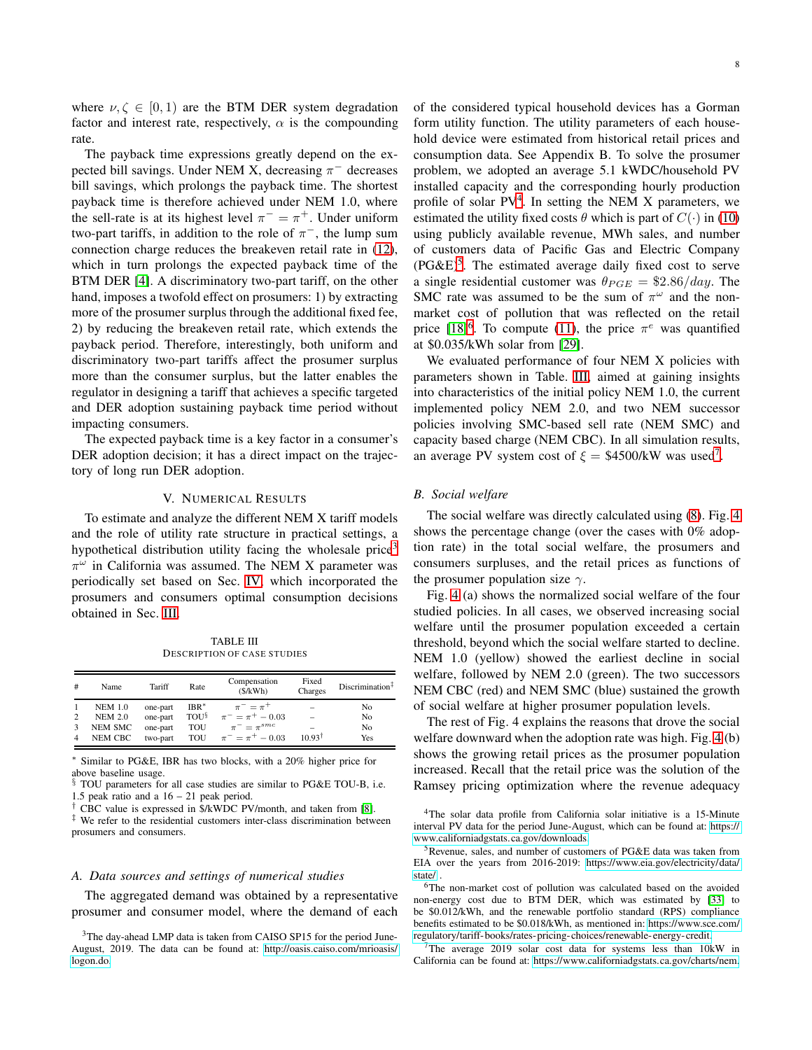where $\nu, \zeta \in [0, 1)$ are the BTM DER system degradation factor and interest rate, respectively, $\alpha$ is the compounding rate.

The payback time expressions greatly depend on the expected bill savings. Under NEM X, decreasing $\pi^-$ decreases bill savings, which prolongs the payback time. The shortest payback time is therefore achieved under NEM 1.0, where the sell-rate is at its highest level $\pi^- = \pi^+$. Under uniform two-part tariffs, in addition to the role of $\pi^-$, the lump sum connection charge reduces the breakeven retail rate in (12), which in turn prolongs the expected payback time of the BTM DER [4]. A discriminatory two-part tariff, on the other hand, imposes a twofold effect on prosumers: 1) by extracting more of the prosumer surplus through the additional fixed fee, 2) by reducing the breakeven retail rate, which extends the payback period. Therefore, interestingly, both uniform and discriminatory two-part tariffs affect the prosumer surplus more than the consumer surplus, but the latter enables the regulator in designing a tariff that achieves a specific targeted and DER adoption sustaining payback time period without impacting consumers.

The expected payback time is a key factor in a consumer's DER adoption decision; it has a direct impact on the trajectory of long run DER adoption.

## V. Numerical Results

To estimate and analyze the different NEM X tariff models and the role of utility rate structure in practical settings, a hypothetical distribution utility facing the wholesale price[3] $\pi^\omega$ in California was assumed. The NEM X parameter was periodically set based on Sec. IV which incorporated the prosumers and consumers optimal consumption decisions obtained in Sec. III.

TABLE III
Description of Case Studies

| # | Name | Tariff | Rate | Compensation ($/kWh) | Fixed Charges | Discrimination‡ |
|---|---|---|---|---|---|---|
| 1 | NEM 1.0 | one-part | IBR* | $\pi^- = \pi^+$ | – | No |
| 2 | NEM 2.0 | one-part | TOU§ | $\pi^- = \pi^+ - 0.03$ | – | No |
| 3 | NEM SMC | one-part | TOU | $\pi^- = \pi^{smc}$ | – | No |
| 4 | NEM CBC | two-part | TOU | $\pi^- = \pi^+ - 0.03$ | 10.93† | Yes |

\* Similar to PG&E, IBR has two blocks, with a 20% higher price for above baseline usage.
§ TOU parameters for all case studies are similar to PG&E TOU-B, i.e. 1.5 peak ratio and a 16 – 21 peak period.
† CBC value is expressed in $/kWDC PV/month, and taken from [8].
‡ We refer to the residential customers inter-class discrimination between prosumers and consumers.

### A. Data sources and settings of numerical studies

The aggregated demand was obtained by a representative prosumer and consumer model, where the demand of each of the considered typical household devices has a Gorman form utility function. The utility parameters of each household device were estimated from historical retail prices and consumption data. See Appendix B. To solve the prosumer problem, we adopted an average 5.1 kWDC/household PV installed capacity and the corresponding hourly production profile of solar PV[4]. In setting the NEM X parameters, we estimated the utility fixed costs $\theta$ which is part of $C(\cdot)$ in (10) using publicly available revenue, MWh sales, and number of customers data of Pacific Gas and Electric Company (PG&E)[5]. The estimated average daily fixed cost to serve a single residential customer was $\theta_{PGE} = \$2.86/day$. The SMC rate was assumed to be the sum of $\pi^\omega$ and the non-market cost of pollution that was reflected on the retail price [18][6]. To compute (11), the price $\pi^e$ was quantified at $0.035/kWh solar from [29].

We evaluated performance of four NEM X policies with parameters shown in Table. III, aimed at gaining insights into characteristics of the initial policy NEM 1.0, the current implemented policy NEM 2.0, and two NEM successor policies involving SMC-based sell rate (NEM SMC) and capacity based charge (NEM CBC). In all simulation results, an average PV system cost of $\xi = \$4500$/kW was used[7].

### B. Social welfare

The social welfare was directly calculated using (8). Fig. 4 shows the percentage change (over the cases with 0% adoption rate) in the total social welfare, the prosumers and consumers surpluses, and the retail prices as functions of the prosumer population size $\gamma$.

Fig. 4 (a) shows the normalized social welfare of the four studied policies. In all cases, we observed increasing social welfare until the prosumer population exceeded a certain threshold, beyond which the social welfare started to decline. NEM 1.0 (yellow) showed the earliest decline in social welfare, followed by NEM 2.0 (green). The two successors NEM CBC (red) and NEM SMC (blue) sustained the growth of social welfare at higher prosumer population levels.

The rest of Fig. 4 explains the reasons that drove the social welfare downward when the adoption rate was high. Fig. 4 (b) shows the growing retail prices as the prosumer population increased. Recall that the retail price was the solution of the Ramsey pricing optimization where the revenue adequacy

[3] The day-ahead LMP data is taken from CAISO SP15 for the period June-August, 2019. The data can be found at: http://oasis.caiso.com/mrioasis/logon.do.

[4] The solar data profile from California solar initiative is a 15-Minute interval PV data for the period June-August, which can be found at: https://www.californiadgstats.ca.gov/downloads.

[5] Revenue, sales, and number of customers of PG&E data was taken from EIA over the years from 2016-2019: https://www.eia.gov/electricity/data/state/.

[6] The non-market cost of pollution was calculated based on the avoided non-energy cost due to BTM DER, which was estimated by [33] to be $0.012/kWh, and the renewable portfolio standard (RPS) compliance benefits estimated to be $0.018/kWh, as mentioned in: https://www.sce.com/regulatory/tariff-books/rates-pricing-choices/renewable-energy-credit.

[7] The average 2019 solar cost data for systems less than 10kW in California can be found at: https://www.californiadgstats.ca.gov/charts/nem.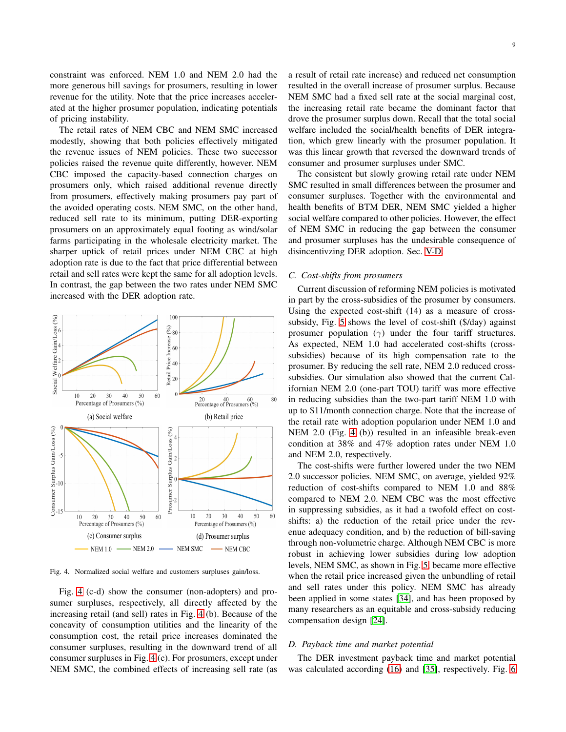constraint was enforced. NEM 1.0 and NEM 2.0 had the more generous bill savings for prosumers, resulting in lower revenue for the utility. Note that the price increases accelerated at the higher prosumer population, indicating potentials of pricing instability.

The retail rates of NEM CBC and NEM SMC increased modestly, showing that both policies effectively mitigated the revenue issues of NEM policies. These two successor policies raised the revenue quite differently, however. NEM CBC imposed the capacity-based connection charges on prosumers only, which raised additional revenue directly from prosumers, effectively making prosumers pay part of the avoided operating costs. NEM SMC, on the other hand, reduced sell rate to its minimum, putting DER-exporting prosumers on an approximately equal footing as wind/solar farms participating in the wholesale electricity market. The sharper uptick of retail prices under NEM CBC at high adoption rate is due to the fact that price differential between retail and sell rates were kept the same for all adoption levels. In contrast, the gap between the two rates under NEM SMC increased with the DER adoption rate.

Fig. 4. Normalized social welfare and customers surpluses gain/loss.

Fig. 4 (c-d) show the consumer (non-adopters) and prosumer surpluses, respectively, all directly affected by the increasing retail (and sell) rates in Fig. 4 (b). Because of the concavity of consumption utilities and the linearity of the consumption cost, the retail price increases dominated the consumer surpluses, resulting in the downward trend of all consumer surpluses in Fig. 4 (c). For prosumers, except under NEM SMC, the combined effects of increasing sell rate (as a result of retail rate increase) and reduced net consumption resulted in the overall increase of prosumer surplus. Because NEM SMC had a fixed sell rate at the social marginal cost, the increasing retail rate became the dominant factor that drove the prosumer surplus down. Recall that the total social welfare included the social/health benefits of DER integration, which grew linearly with the prosumer population. It was this linear growth that reversed the downward trends of consumer and prosumer surpluses under SMC.

The consistent but slowly growing retail rate under NEM SMC resulted in small differences between the prosumer and consumer surpluses. Together with the environmental and health benefits of BTM DER, NEM SMC yielded a higher social welfare compared to other policies. However, the effect of NEM SMC in reducing the gap between the consumer and prosumer surpluses has the undesirable consequence of disincentivzing DER adoption. Sec. V-D

### C. Cost-shifts from prosumers

Current discussion of reforming NEM policies is motivated in part by the cross-subsidies of the prosumer by consumers. Using the expected cost-shift (14) as a measure of cross-subsidy, Fig. 5 shows the level of cost-shift (\$/day) against prosumer population ($\gamma$) under the four tariff structures. As expected, NEM 1.0 had accelerated cost-shifts (cross-subsidies) because of its high compensation rate to the prosumer. By reducing the sell rate, NEM 2.0 reduced cross-subsidies. Our simulation also showed that the current Californian NEM 2.0 (one-part TOU) tariff was more effective in reducing subsidies than the two-part tariff NEM 1.0 with up to \$11/month connection charge. Note that the increase of the retail rate with adoption popularion under NEM 1.0 and NEM 2.0 (Fig. 4 (b)) resulted in an infeasible break-even condition at 38% and 47% adoption rates under NEM 1.0 and NEM 2.0, respectively.

The cost-shifts were further lowered under the two NEM 2.0 successor policies. NEM SMC, on average, yielded 92% reduction of cost-shifts compared to NEM 1.0 and 88% compared to NEM 2.0. NEM CBC was the most effective in suppressing subsidies, as it had a twofold effect on cost-shifts: a) the reduction of the retail price under the revenue adequacy condition, and b) the reduction of bill-saving through non-volumetric charge. Although NEM CBC is more robust in achieving lower subsidies during low adoption levels, NEM SMC, as shown in Fig. 5 became more effective when the retail price increased given the unbundling of retail and sell rates under this policy. NEM SMC has already been applied in some states [34], and has been proposed by many researchers as an equitable and cross-subsidy reducing compensation design [24].

### D. Payback time and market potential

The DER investment payback time and market potential was calculated according (16) and [35], respectively. Fig. 6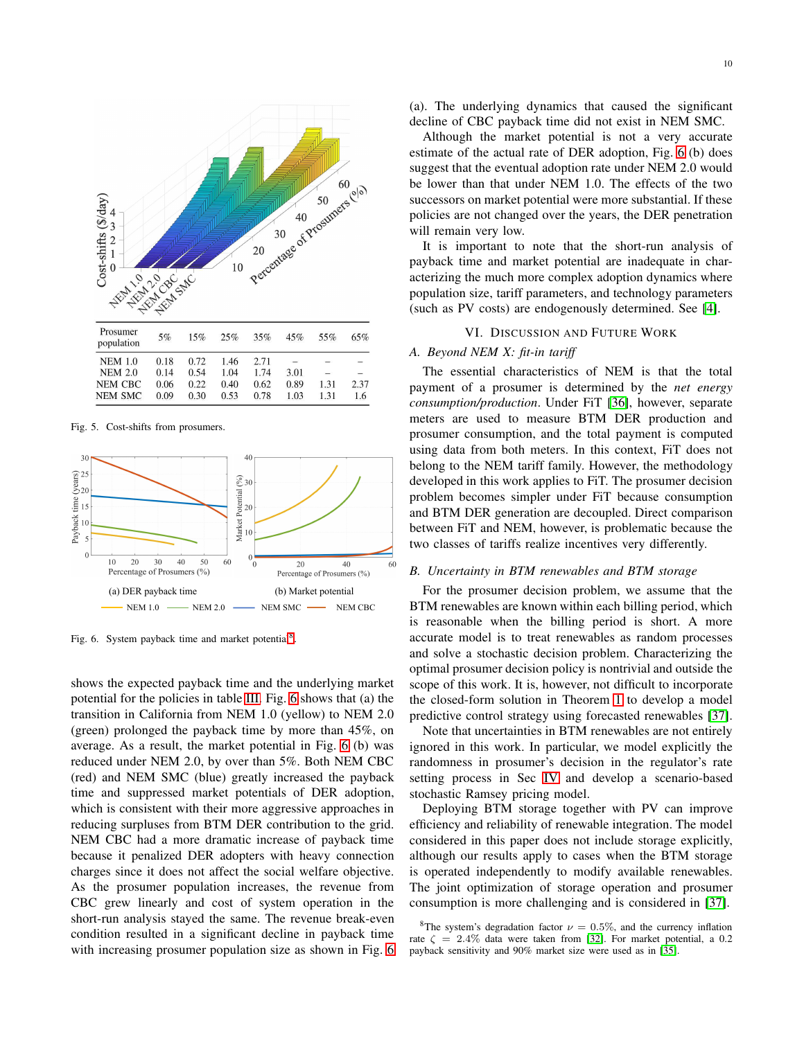| Prosumer population | 5% | 15% | 25% | 35% | 45% | 55% | 65% |
|---|---|---|---|---|---|---|---|
| NEM 1.0 | 0.18 | 0.72 | 1.46 | 2.71 | – | – | – |
| NEM 2.0 | 0.14 | 0.54 | 1.04 | 1.74 | 3.01 | – | – |
| NEM CBC | 0.06 | 0.22 | 0.40 | 0.62 | 0.89 | 1.31 | 2.37 |
| NEM SMC | 0.09 | 0.30 | 0.53 | 0.78 | 1.03 | 1.31 | 1.6 |

Fig. 5. Cost-shifts from prosumers.

(a) DER payback time (b) Market potential

Fig. 6. System payback time and market potential[8].

shows the expected payback time and the underlying market potential for the policies in table III. Fig. 6 shows that (a) the transition in California from NEM 1.0 (yellow) to NEM 2.0 (green) prolonged the payback time by more than 45%, on average. As a result, the market potential in Fig. 6 (b) was reduced under NEM 2.0, by over than 5%. Both NEM CBC (red) and NEM SMC (blue) greatly increased the payback time and suppressed market potentials of DER adoption, which is consistent with their more aggressive approaches in reducing surpluses from BTM DER contribution to the grid. NEM CBC had a more dramatic increase of payback time because it penalized DER adopters with heavy connection charges since it does not affect the social welfare objective. As the prosumer population increases, the revenue from CBC grew linearly and cost of system operation in the short-run analysis stayed the same. The revenue break-even condition resulted in a significant decline in payback time with increasing prosumer population size as shown in Fig. 6 (a). The underlying dynamics that caused the significant decline of CBC payback time did not exist in NEM SMC.

Although the market potential is not a very accurate estimate of the actual rate of DER adoption, Fig. 6 (b) does suggest that the eventual adoption rate under NEM 2.0 would be lower than that under NEM 1.0. The effects of the two successors on market potential were more substantial. If these policies are not changed over the years, the DER penetration will remain very low.

It is important to note that the short-run analysis of payback time and market potential are inadequate in characterizing the much more complex adoption dynamics where population size, tariff parameters, and technology parameters (such as PV costs) are endogenously determined. See [4].

## VI. Discussion and Future Work

### A. *Beyond NEM X: fit-in tariff*

The essential characteristics of NEM is that the total payment of a prosumer is determined by the *net energy consumption/production*. Under FiT [36], however, separate meters are used to measure BTM DER production and prosumer consumption, and the total payment is computed using data from both meters. In this context, FiT does not belong to the NEM tariff family. However, the methodology developed in this work applies to FiT. The prosumer decision problem becomes simpler under FiT because consumption and BTM DER generation are decoupled. Direct comparison between FiT and NEM, however, is problematic because the two classes of tariffs realize incentives very differently.

### B. *Uncertainty in BTM renewables and BTM storage*

For the prosumer decision problem, we assume that the BTM renewables are known within each billing period, which is reasonable when the billing period is short. A more accurate model is to treat renewables as random processes and solve a stochastic decision problem. Characterizing the optimal prosumer decision policy is nontrivial and outside the scope of this work. It is, however, not difficult to incorporate the closed-form solution in Theorem 1 to develop a model predictive control strategy using forecasted renewables [37].

Note that uncertainties in BTM renewables are not entirely ignored in this work. In particular, we model explicitly the randomness in prosumer's decision in the regulator's rate setting process in Sec IV and develop a scenario-based stochastic Ramsey pricing model.

Deploying BTM storage together with PV can improve efficiency and reliability of renewable integration. The model considered in this paper does not include storage explicitly, although our results apply to cases when the BTM storage is operated independently to modify available renewables. The joint optimization of storage operation and prosumer consumption is more challenging and is considered in [37].

[8]The system's degradation factor $\nu = 0.5\%$, and the currency inflation rate $\zeta = 2.4\%$ data were taken from [32]. For market potential, a 0.2 payback sensitivity and 90% market size were used as in [35].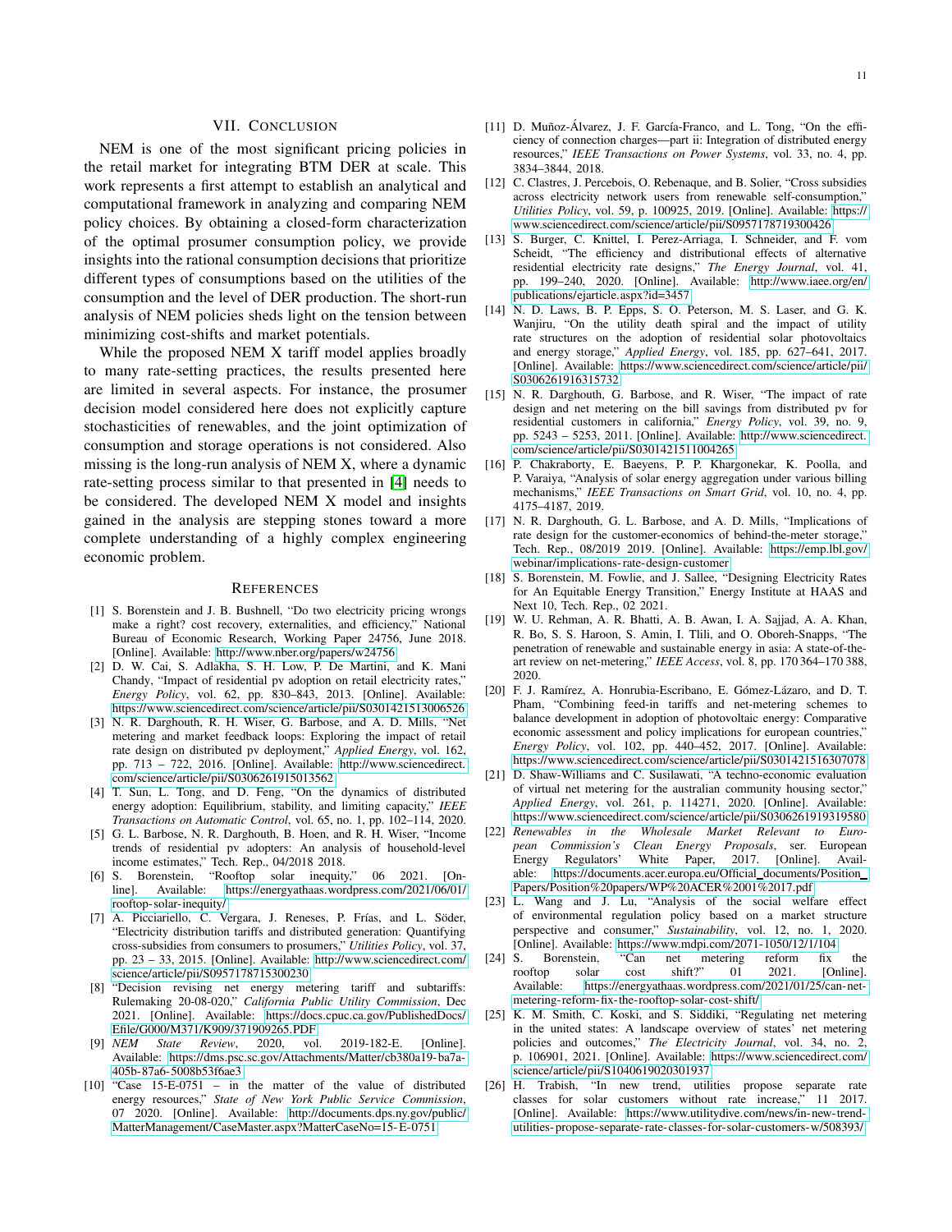## VII. Conclusion

NEM is one of the most significant pricing policies in the retail market for integrating BTM DER at scale. This work represents a first attempt to establish an analytical and computational framework in analyzing and comparing NEM policy choices. By obtaining a closed-form characterization of the optimal prosumer consumption policy, we provide insights into the rational consumption decisions that prioritize different types of consumptions based on the utilities of the consumption and the level of DER production. The short-run analysis of NEM policies sheds light on the tension between minimizing cost-shifts and market potentials.

While the proposed NEM X tariff model applies broadly to many rate-setting practices, the results presented here are limited in several aspects. For instance, the prosumer decision model considered here does not explicitly capture stochasticities of renewables, and the joint optimization of consumption and storage operations is not considered. Also missing is the long-run analysis of NEM X, where a dynamic rate-setting process similar to that presented in [4] needs to be considered. The developed NEM X model and insights gained in the analysis are stepping stones toward a more complete understanding of a highly complex engineering economic problem.

## References

[1] S. Borenstein and J. B. Bushnell, "Do two electricity pricing wrongs make a right? cost recovery, externalities, and efficiency," National Bureau of Economic Research, Working Paper 24756, June 2018. [Online]. Available: http://www.nber.org/papers/w24756

[2] D. W. Cai, S. Adlakha, S. H. Low, P. De Martini, and K. Mani Chandy, "Impact of residential pv adoption on retail electricity rates," *Energy Policy*, vol. 62, pp. 830–843, 2013. [Online]. Available: https://www.sciencedirect.com/science/article/pii/S0301421513006526

[3] N. R. Darghouth, R. H. Wiser, G. Barbose, and A. D. Mills, "Net metering and market feedback loops: Exploring the impact of retail rate design on distributed pv deployment," *Applied Energy*, vol. 162, pp. 713 – 722, 2016. [Online]. Available: http://www.sciencedirect.com/science/article/pii/S0306261915013562

[4] T. Sun, L. Tong, and D. Feng, "On the dynamics of distributed energy adoption: Equilibrium, stability, and limiting capacity," *IEEE Transactions on Automatic Control*, vol. 65, no. 1, pp. 102–114, 2020.

[5] G. L. Barbose, N. R. Darghouth, B. Hoen, and R. H. Wiser, "Income trends of residential pv adopters: An analysis of household-level income estimates," Tech. Rep., 04/2018 2018.

[6] S. Borenstein, "Rooftop solar inequity," 06 2021. [Online]. Available: https://energyathaas.wordpress.com/2021/06/01/rooftop-solar-inequity/

[7] A. Picciariello, C. Vergara, J. Reneses, P. Frías, and L. Söder, "Electricity distribution tariffs and distributed generation: Quantifying cross-subsidies from consumers to prosumers," *Utilities Policy*, vol. 37, pp. 23 – 33, 2015. [Online]. Available: http://www.sciencedirect.com/science/article/pii/S0957178715300230

[8] "Decision revising net energy metering tariff and subtariffs: Rulemaking 20-08-020," *California Public Utility Commission*, Dec 2021. [Online]. Available: https://docs.cpuc.ca.gov/PublishedDocs/Efile/G000/M371/K909/371909265.PDF

[9] *NEM State Review*, 2020, vol. 2019-182-E. [Online]. Available: https://dms.psc.sc.gov/Attachments/Matter/cb380a19-ba7a-405b-87a6-5008b53f6ae3

[10] "Case 15-E-0751 – in the matter of the value of distributed energy resources," *State of New York Public Service Commission*, 07 2020. [Online]. Available: http://documents.dps.ny.gov/public/MatterManagement/CaseMaster.aspx?MatterCaseNo=15-E-0751

[11] D. Muñoz-Álvarez, J. F. García-Franco, and L. Tong, "On the efficiency of connection charges—part ii: Integration of distributed energy resources," *IEEE Transactions on Power Systems*, vol. 33, no. 4, pp. 3834–3844, 2018.

[12] C. Clastres, J. Percebois, O. Rebenaque, and B. Solier, "Cross subsidies across electricity network users from renewable self-consumption," *Utilities Policy*, vol. 59, p. 100925, 2019. [Online]. Available: https://www.sciencedirect.com/science/article/pii/S0957178719300426

[13] S. Burger, C. Knittel, I. Perez-Arriaga, I. Schneider, and F. vom Scheidt, "The efficiency and distributional effects of alternative residential electricity rate designs," *The Energy Journal*, vol. 41, pp. 199–240, 2020. [Online]. Available: http://www.iaee.org/en/publications/ejarticle.aspx?id=3457

[14] N. D. Laws, B. P. Epps, S. O. Peterson, M. S. Laser, and G. K. Wanjiru, "On the utility death spiral and the impact of utility rate structures on the adoption of residential solar photovoltaics and energy storage," *Applied Energy*, vol. 185, pp. 627–641, 2017. [Online]. Available: https://www.sciencedirect.com/science/article/pii/S0306261916315732

[15] N. R. Darghouth, G. Barbose, and R. Wiser, "The impact of rate design and net metering on the bill savings from distributed pv for residential customers in california," *Energy Policy*, vol. 39, no. 9, pp. 5243 – 5253, 2011. [Online]. Available: http://www.sciencedirect.com/science/article/pii/S0301421511004265

[16] P. Chakraborty, E. Baeyens, P. P. Khargonekar, K. Poolla, and P. Varaiya, "Analysis of solar energy aggregation under various billing mechanisms," *IEEE Transactions on Smart Grid*, vol. 10, no. 4, pp. 4175–4187, 2019.

[17] N. R. Darghouth, G. L. Barbose, and A. D. Mills, "Implications of rate design for the customer-economics of behind-the-meter storage," Tech. Rep., 08/2019 2019. [Online]. Available: https://emp.lbl.gov/webinar/implications-rate-design-customer

[18] S. Borenstein, M. Fowlie, and J. Sallee, "Designing Electricity Rates for An Equitable Energy Transition," Energy Institute at HAAS and Next 10, Tech. Rep., 02 2021.

[19] W. U. Rehman, A. R. Bhatti, A. B. Awan, I. A. Sajjad, A. A. Khan, R. Bo, S. S. Haroon, S. Amin, I. Tlili, and O. Oboreh-Snapps, "The penetration of renewable and sustainable energy in asia: A state-of-the-art review on net-metering," *IEEE Access*, vol. 8, pp. 170 364–170 388, 2020.

[20] F. J. Ramírez, A. Honrubia-Escribano, E. Gómez-Lázaro, and D. T. Pham, "Combining feed-in tariffs and net-metering schemes to balance development in adoption of photovoltaic energy: Comparative economic assessment and policy implications for european countries," *Energy Policy*, vol. 102, pp. 440–452, 2017. [Online]. Available: https://www.sciencedirect.com/science/article/pii/S0301421516307078

[21] D. Shaw-Williams and C. Susilawati, "A techno-economic evaluation of virtual net metering for the australian community housing sector," *Applied Energy*, vol. 261, p. 114271, 2020. [Online]. Available: https://www.sciencedirect.com/science/article/pii/S0306261919319580

[22] *Renewables in the Wholesale Market Relevant to European Commission's Clean Energy Proposals*, ser. European Energy Regulators' White Paper, 2017. [Online]. Available: https://documents.acer.europa.eu/Official_documents/Position_Papers/Position%20papers/WP%20ACER%2001%2017.pdf

[23] L. Wang and J. Lu, "Analysis of the social welfare effect of environmental regulation policy based on a market structure perspective and consumer," *Sustainability*, vol. 12, no. 1, 2020. [Online]. Available: https://www.mdpi.com/2071-1050/12/1/104

[24] S. Borenstein, "Can net metering reform fix the rooftop solar cost shift?" 01 2021. [Online]. Available: https://energyathaas.wordpress.com/2021/01/25/can-net-metering-reform-fix-the-rooftop-solar-cost-shift/

[25] K. M. Smith, C. Koski, and S. Siddiki, "Regulating net metering in the united states: A landscape overview of states' net metering policies and outcomes," *The Electricity Journal*, vol. 34, no. 2, p. 106901, 2021. [Online]. Available: https://www.sciencedirect.com/science/article/pii/S1040619020301937

[26] H. Trabish, "In new trend, utilities propose separate rate classes for solar customers without rate increase," 11 2017. [Online]. Available: https://www.utilitydive.com/news/in-new-trend-utilities-propose-separate-rate-classes-for-solar-customers-w/508393/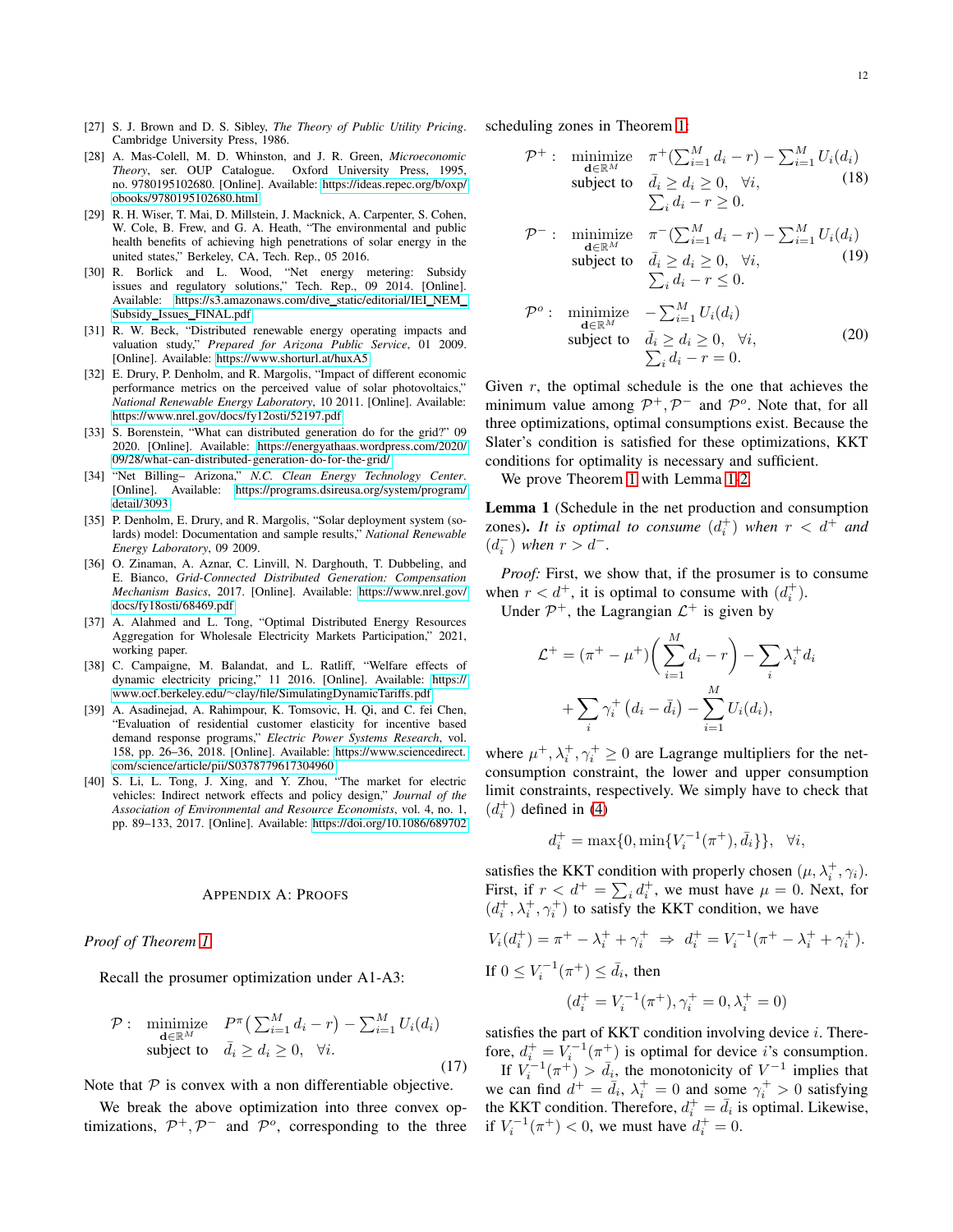[27] S. J. Brown and D. S. Sibley, *The Theory of Public Utility Pricing*. Cambridge University Press, 1986.

[28] A. Mas-Colell, M. D. Whinston, and J. R. Green, *Microeconomic Theory*, ser. OUP Catalogue. Oxford University Press, 1995, no. 9780195102680. [Online]. Available: https://ideas.repec.org/b/oxp/obooks/9780195102680.html

[29] R. H. Wiser, T. Mai, D. Millstein, J. Macknick, A. Carpenter, S. Cohen, W. Cole, B. Frew, and G. A. Heath, "The environmental and public health benefits of achieving high penetrations of solar energy in the united states," Berkeley, CA, Tech. Rep., 05 2016.

[30] R. Borlick and L. Wood, "Net energy metering: Subsidy issues and regulatory solutions," Tech. Rep., 09 2014. [Online]. Available: https://s3.amazonaws.com/dive_static/editorial/IEI_NEM_Subsidy_Issues_FINAL.pdf

[31] R. W. Beck, "Distributed renewable energy operating impacts and valuation study," *Prepared for Arizona Public Service*, 01 2009. [Online]. Available: https://www.shorturl.at/huxA5

[32] E. Drury, P. Denholm, and R. Margolis, "Impact of different economic performance metrics on the perceived value of solar photovoltaics," *National Renewable Energy Laboratory*, 10 2011. [Online]. Available: https://www.nrel.gov/docs/fy12osti/52197.pdf

[33] S. Borenstein, "What can distributed generation do for the grid?" 09 2020. [Online]. Available: https://energyathaas.wordpress.com/2020/09/28/what-can-distributed-generation-do-for-the-grid/

[34] "Net Billing– Arizona," *N.C. Clean Energy Technology Center*. [Online]. Available: https://programs.dsireusa.org/system/program/detail/3093

[35] P. Denholm, E. Drury, and R. Margolis, "Solar deployment system (solards) model: Documentation and sample results," *National Renewable Energy Laboratory*, 09 2009.

[36] O. Zinaman, A. Aznar, C. Linvill, N. Darghouth, T. Dubbeling, and E. Bianco, *Grid-Connected Distributed Generation: Compensation Mechanism Basics*, 2017. [Online]. Available: https://www.nrel.gov/docs/fy18osti/68469.pdf

[37] A. Alahmed and L. Tong, "Optimal Distributed Energy Resources Aggregation for Wholesale Electricity Markets Participation," 2021, working paper.

[38] C. Campaigne, M. Balandat, and L. Ratliff, "Welfare effects of dynamic electricity pricing," 11 2016. [Online]. Available: https://www.ocf.berkeley.edu/~clay/file/SimulatingDynamicTariffs.pdf

[39] A. Asadinejad, A. Rahimpour, K. Tomsovic, H. Qi, and C. fei Chen, "Evaluation of residential customer elasticity for incentive based demand response programs," *Electric Power Systems Research*, vol. 158, pp. 26–36, 2018. [Online]. Available: https://www.sciencedirect.com/science/article/pii/S0378779617304960

[40] S. Li, L. Tong, J. Xing, and Y. Zhou, "The market for electric vehicles: Indirect network effects and policy design," *Journal of the Association of Environmental and Resource Economists*, vol. 4, no. 1, pp. 89–133, 2017. [Online]. Available: https://doi.org/10.1086/689702

## Appendix A: Proofs

*Proof of Theorem 1*

Recall the prosumer optimization under A1-A3:

$$\mathcal{P}: \quad \underset{\mathbf{d}\in\mathbb{R}^M}{\text{minimize}} \quad P^{\pi}\big(\textstyle\sum_{i=1}^M d_i - r\big) - \sum_{i=1}^M U_i(d_i) \quad \text{subject to} \quad \bar{d}_i \geq d_i \geq 0, \quad \forall i. \tag{17}$$

Note that $\mathcal{P}$ is convex with a non differentiable objective.

We break the above optimization into three convex optimizations, $\mathcal{P}^+, \mathcal{P}^-$ and $\mathcal{P}^o$, corresponding to the three scheduling zones in Theorem 1:

$$\mathcal{P}^+: \quad \underset{\mathbf{d}\in\mathbb{R}^M}{\text{minimize}} \quad \pi^+(\textstyle\sum_{i=1}^M d_i - r) - \sum_{i=1}^M U_i(d_i) \quad \text{subject to} \quad \bar{d}_i \geq d_i \geq 0, \quad \forall i, \quad \sum_i d_i - r \geq 0. \tag{18}$$

$$\mathcal{P}^-: \quad \underset{\mathbf{d}\in\mathbb{R}^M}{\text{minimize}} \quad \pi^-(\textstyle\sum_{i=1}^M d_i - r) - \sum_{i=1}^M U_i(d_i) \quad \text{subject to} \quad \bar{d}_i \geq d_i \geq 0, \quad \forall i, \quad \sum_i d_i - r \leq 0. \tag{19}$$

$$\mathcal{P}^o: \quad \underset{\mathbf{d}\in\mathbb{R}^M}{\text{minimize}} \quad -\textstyle\sum_{i=1}^M U_i(d_i) \quad \text{subject to} \quad \bar{d}_i \geq d_i \geq 0, \quad \forall i, \quad \sum_i d_i - r = 0. \tag{20}$$

Given $r$, the optimal schedule is the one that achieves the minimum value among $\mathcal{P}^+, \mathcal{P}^-$ and $\mathcal{P}^o$. Note that, for all three optimizations, optimal consumptions exist. Because the Slater's condition is satisfied for these optimizations, KKT conditions for optimality is necessary and sufficient.

We prove Theorem 1 with Lemma 1-2.

**Lemma 1** (Schedule in the net production and consumption zones). *It is optimal to consume $(d_i^+)$ when $r < d^+$ and $(d_i^-)$ when $r > d^-$.*

*Proof:* First, we show that, if the prosumer is to consume when $r < d^+$, it is optimal to consume with $(d_i^+)$.

Under $\mathcal{P}^+$, the Lagrangian $\mathcal{L}^+$ is given by

$$\mathcal{L}^+ = (\pi^+ - \mu^+)\Bigg(\sum_{i=1}^M d_i - r\Bigg) - \sum_i \lambda_i^+ d_i + \sum_i \gamma_i^+ \left(d_i - \bar{d}_i\right) - \sum_{i=1}^M U_i(d_i),$$

where $\mu^+, \lambda_i^+, \gamma_i^+ \geq 0$ are Lagrange multipliers for the net-consumption constraint, the lower and upper consumption limit constraints, respectively. We simply have to check that $(d_i^+)$ defined in (4)

$$d_i^+ = \max\{0, \min\{V_i^{-1}(\pi^+), \bar{d}_i\}\}, \quad \forall i,$$

satisfies the KKT condition with properly chosen $(\mu, \lambda_i^+, \gamma_i)$. First, if $r < d^+ = \sum_i d_i^+$, we must have $\mu = 0$. Next, for $(d_i^+, \lambda_i^+, \gamma_i^+)$ to satisfy the KKT condition, we have

$$V_i(d_i^+) = \pi^+ - \lambda_i^+ + \gamma_i^+ \ \Rightarrow \ d_i^+ = V_i^{-1}(\pi^+ - \lambda_i^+ + \gamma_i^+).$$

If $0 \leq V_i^{-1}(\pi^+) \leq \bar{d}_i$, then

$$(d_i^+ = V_i^{-1}(\pi^+), \gamma_i^+ = 0, \lambda_i^+ = 0)$$

satisfies the part of KKT condition involving device $i$. Therefore, $d_i^+ = V_i^{-1}(\pi^+)$ is optimal for device $i$'s consumption.

If $V_i^{-1}(\pi^+) > \bar{d}_i$, the monotonicity of $V^{-1}$ implies that we can find $d^+ = \bar{d}_i$, $\lambda_i^+ = 0$ and some $\gamma_i^+ > 0$ satisfying the KKT condition. Therefore, $d_i^+ = \bar{d}_i$ is optimal. Likewise, if $V_i^{-1}(\pi^+) < 0$, we must have $d_i^+ = 0$.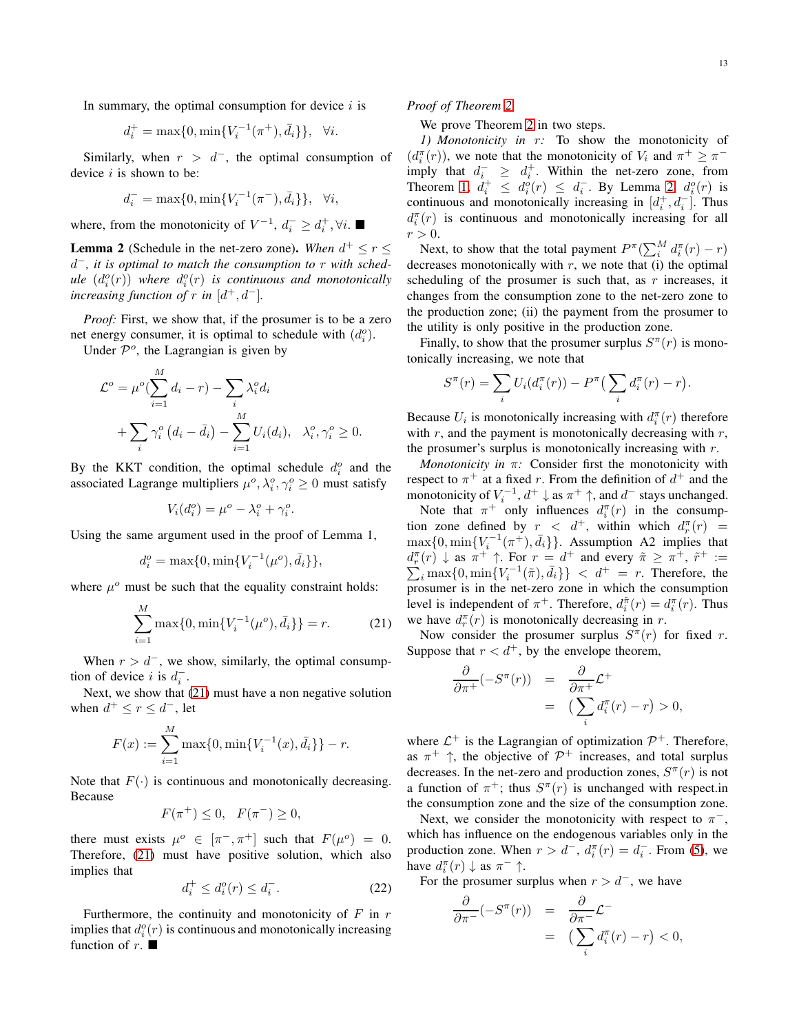In summary, the optimal consumption for device $i$ is

$$d_i^+ = \max\{0, \min\{V_i^{-1}(\pi^+), \bar{d}_i\}\}, \quad \forall i.$$

Similarly, when $r > d^-$, the optimal consumption of device $i$ is shown to be:

$$d_i^- = \max\{0, \min\{V_i^{-1}(\pi^-), \bar{d}_i\}\}, \quad \forall i,$$

where, from the monotonicity of $V^{-1}$, $d_i^- \geq d_i^+, \forall i$. ■

**Lemma 2** (Schedule in the net-zero zone)**.** *When $d^+ \leq r \leq d^-$, it is optimal to match the consumption to $r$ with schedule $(d_i^o(r))$ where $d_i^o(r)$ is continuous and monotonically increasing function of $r$ in $[d^+, d^-]$.*

*Proof:* First, we show that, if the prosumer is to be a zero net energy consumer, it is optimal to schedule with $(d_i^o)$.

Under $\mathcal{P}^o$, the Lagrangian is given by

$$\mathcal{L}^o = \mu^o(\sum_{i=1}^{M} d_i - r) - \sum_i \lambda_i^o d_i + \sum_i \gamma_i^o \left(d_i - \bar{d}_i\right) - \sum_{i=1}^{M} U_i(d_i), \quad \lambda_i^o, \gamma_i^o \geq 0.$$

By the KKT condition, the optimal schedule $d_i^o$ and the associated Lagrange multipliers $\mu^o, \lambda_i^o, \gamma_i^o \geq 0$ must satisfy

$$V_i(d_i^o) = \mu^o - \lambda_i^o + \gamma_i^o.$$

Using the same argument used in the proof of Lemma 1,

$$d_i^o = \max\{0, \min\{V_i^{-1}(\mu^o), \bar{d}_i\}\},$$

where $\mu^o$ must be such that the equality constraint holds:

$$\sum_{i=1}^{M} \max\{0, \min\{V_i^{-1}(\mu^o), \bar{d}_i\}\} = r. \tag{21}$$

When $r > d^-$, we show, similarly, the optimal consumption of device $i$ is $d_i^-$.

Next, we show that (21) must have a non negative solution when $d^+ \leq r \leq d^-$, let

$$F(x) := \sum_{i=1}^{M} \max\{0, \min\{V_i^{-1}(x), \bar{d}_i\}\} - r.$$

Note that $F(\cdot)$ is continuous and monotonically decreasing. Because

$$F(\pi^+) \leq 0, \quad F(\pi^-) \geq 0,$$

there must exists $\mu^o \in [\pi^-, \pi^+]$ such that $F(\mu^o) = 0$. Therefore, (21) must have positive solution, which also implies that

$$d_i^+ \leq d_i^o(r) \leq d_i^-. \tag{22}$$

Furthermore, the continuity and monotonicity of $F$ in $r$ implies that $d_i^o(r)$ is continuous and monotonically increasing function of $r$. ■

*Proof of Theorem 2*

We prove Theorem 2 in two steps.

*1) Monotonicity in $r$:* To show the monotonicity of $(d_i^\pi(r))$, we note that the monotonicity of $V_i$ and $\pi^+ \geq \pi^-$ imply that $d_i^- \geq d_i^+$. Within the net-zero zone, from Theorem 1, $d_i^+ \leq d_i^o(r) \leq d_i^-$. By Lemma 2, $d_i^o(r)$ is continuous and monotonically increasing in $[d_i^+, d_i^-]$. Thus $d_i^\pi(r)$ is continuous and monotonically increasing for all $r > 0$.

Next, to show that the total payment $P^\pi(\sum_i^M d_i^\pi(r) - r)$ decreases monotonically with $r$, we note that (i) the optimal scheduling of the prosumer is such that, as $r$ increases, it changes from the consumption zone to the net-zero zone to the production zone; (ii) the payment from the prosumer to the utility is only positive in the production zone.

Finally, to show that the prosumer surplus $S^\pi(r)$ is monotonically increasing, we note that

$$S^\pi(r) = \sum_i U_i(d_i^\pi(r)) - P^\pi\big(\sum_i d_i^\pi(r) - r\big).$$

Because $U_i$ is monotonically increasing with $d_i^\pi(r)$ therefore with $r$, and the payment is monotonically decreasing with $r$, the prosumer's surplus is monotonically increasing with $r$.

*Monotonicity in $\pi$:* Consider first the monotonicity with respect to $\pi^+$ at a fixed $r$. From the definition of $d^+$ and the monotonicity of $V_i^{-1}$, $d^+ \downarrow$ as $\pi^+ \uparrow$, and $d^-$ stays unchanged.

Note that $\pi^+$ only influences $d_i^\pi(r)$ in the consumption zone defined by $r < d^+$, within which $d_r^\pi(r) = \max\{0, \min\{V_i^{-1}(\pi^+), \bar{d}_i\}\}$. Assumption A2 implies that $d_r^\pi(r) \downarrow$ as $\pi^+ \uparrow$. For $r = d^+$ and every $\tilde{\pi} \geq \pi^+$, $\tilde{r}^+ := \sum_i \max\{0, \min\{V_i^{-1}(\tilde{\pi}), \bar{d}_i\}\} < d^+ = r$. Therefore, the prosumer is in the net-zero zone in which the consumption level is independent of $\pi^+$. Therefore, $d_i^{\tilde{\pi}}(r) = d_i^\pi(r)$. Thus we have $d_r^\pi(r)$ is monotonically decreasing in $r$.

Now consider the prosumer surplus $S^\pi(r)$ for fixed $r$. Suppose that $r < d^+$, by the envelope theorem,

$$\begin{aligned}
\frac{\partial}{\partial \pi^+}(-S^\pi(r)) &= \frac{\partial}{\partial \pi^+}\mathcal{L}^+ \\
&= \big(\sum_i d_i^\pi(r) - r\big) > 0,
\end{aligned}$$

where $\mathcal{L}^+$ is the Lagrangian of optimization $\mathcal{P}^+$. Therefore, as $\pi^+ \uparrow$, the objective of $\mathcal{P}^+$ increases, and total surplus decreases. In the net-zero and production zones, $S^\pi(r)$ is not a function of $\pi^+$; thus $S^\pi(r)$ is unchanged with respect.in the consumption zone and the size of the consumption zone.

Next, we consider the monotonicity with respect to $\pi^-$, which has influence on the endogenous variables only in the production zone. When $r > d^-$, $d_i^\pi(r) = d_i^-$. From (5), we have $d_i^\pi(r) \downarrow$ as $\pi^- \uparrow$.

For the prosumer surplus when $r > d^-$, we have

$$\begin{aligned}
\frac{\partial}{\partial \pi^-}(-S^\pi(r)) &= \frac{\partial}{\partial \pi^-}\mathcal{L}^- \\
&= \big(\sum_i d_i^\pi(r) - r\big) < 0,
\end{aligned}$$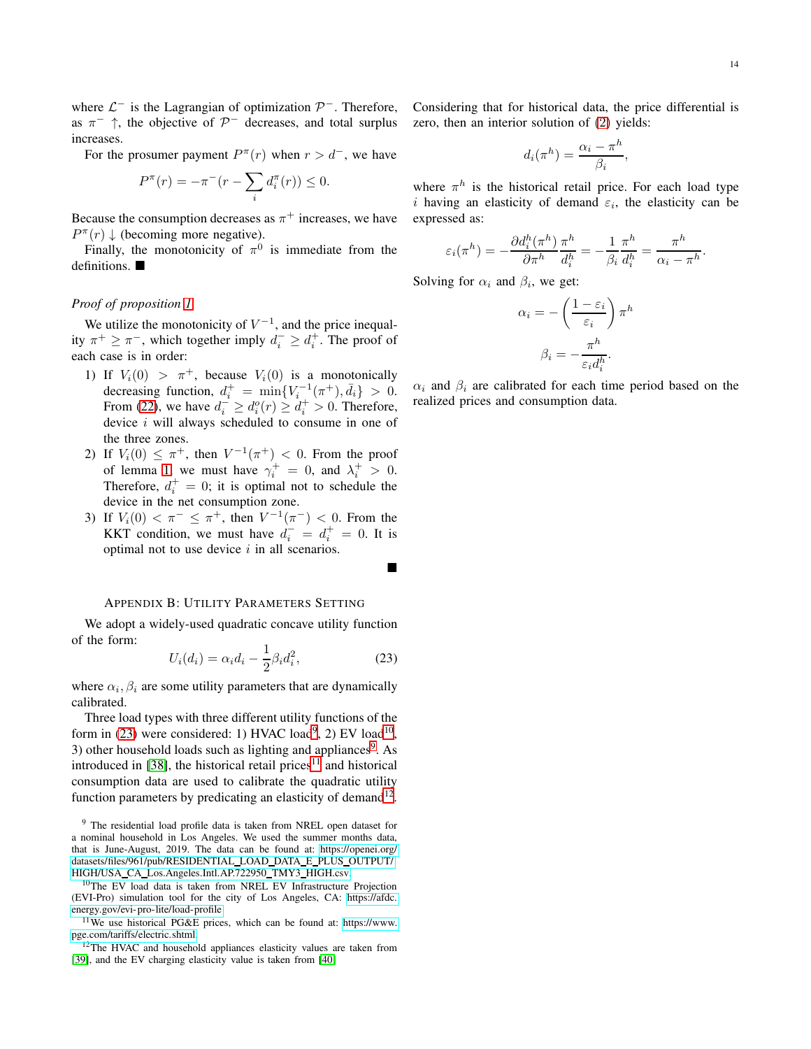where $\mathcal{L}^-$ is the Lagrangian of optimization $\mathcal{P}^-$. Therefore, as $\pi^- \uparrow$, the objective of $\mathcal{P}^-$ decreases, and total surplus increases.

For the prosumer payment $P^\pi(r)$ when $r > d^-$, we have

$$P^\pi(r) = -\pi^-(r - \sum_i d_i^\pi(r)) \leq 0.$$

Because the consumption decreases as $\pi^+$ increases, we have $P^\pi(r) \downarrow$ (becoming more negative).

Finally, the monotonicity of $\pi^0$ is immediate from the definitions. ■

*Proof of proposition 1*

We utilize the monotonicity of $V^{-1}$, and the price inequality $\pi^+ \geq \pi^-$, which together imply $d_i^- \geq d_i^+$. The proof of each case is in order:

1) If $V_i(0) > \pi^+$, because $V_i(0)$ is a monotonically decreasing function, $d_i^+ = \min\{V_i^{-1}(\pi^+), \bar{d}_i\} > 0$. From (22), we have $d_i^- \geq d_i^o(r) \geq d_i^+ > 0$. Therefore, device $i$ will always scheduled to consume in one of the three zones.
2) If $V_i(0) \leq \pi^+$, then $V^{-1}(\pi^+) < 0$. From the proof of lemma 1, we must have $\gamma_i^+ = 0$, and $\lambda_i^+ > 0$. Therefore, $d_i^+ = 0$; it is optimal not to schedule the device in the net consumption zone.
3) If $V_i(0) < \pi^- \leq \pi^+$, then $V^{-1}(\pi^-) < 0$. From the KKT condition, we have $d_i^- = d_i^+ = 0$. It is optimal not to use device $i$ in all scenarios.

■

## Appendix B: Utility Parameters Setting

We adopt a widely-used quadratic concave utility function of the form:

$$U_i(d_i) = \alpha_i d_i - \frac{1}{2}\beta_i d_i^2, \tag{23}$$

where $\alpha_i, \beta_i$ are some utility parameters that are dynamically calibrated.

Three load types with three different utility functions of the form in (23) were considered: 1) HVAC load[9], 2) EV load[10], 3) other household loads such as lighting and appliances[9]. As introduced in [38], the historical retail prices[11] and historical consumption data are used to calibrate the quadratic utility function parameters by predicating an elasticity of demand[12].

Considering that for historical data, the price differential is zero, then an interior solution of (2) yields:

$$d_i(\pi^h) = \frac{\alpha_i - \pi^h}{\beta_i},$$

where $\pi^h$ is the historical retail price. For each load type $i$ having an elasticity of demand $\varepsilon_i$, the elasticity can be expressed as:

$$\varepsilon_i(\pi^h) = -\frac{\partial d_i^h(\pi^h)}{\partial \pi^h}\frac{\pi^h}{d_i^h} = -\frac{1}{\beta_i}\frac{\pi^h}{d_i^h} = \frac{\pi^h}{\alpha_i - \pi^h}.$$

Solving for $\alpha_i$ and $\beta_i$, we get:

$$\alpha_i = -\left(\frac{1-\varepsilon_i}{\varepsilon_i}\right)\pi^h$$

$$\beta_i = -\frac{\pi^h}{\varepsilon_i d_i^h}.$$

$\alpha_i$ and $\beta_i$ are calibrated for each time period based on the realized prices and consumption data.

[9] The residential load profile data is taken from NREL open dataset for a nominal household in Los Angeles. We used the summer months data, that is June-August, 2019. The data can be found at: https://openei.org/datasets/files/961/pub/RESIDENTIAL_LOAD_DATA_E_PLUS_OUTPUT/HIGH/USA_CA_Los.Angeles.Intl.AP.722950_TMY3_HIGH.csv.

[10] The EV load data is taken from NREL EV Infrastructure Projection (EVI-Pro) simulation tool for the city of Los Angeles, CA: https://afdc.energy.gov/evi-pro-lite/load-profile

[11] We use historical PG&E prices, which can be found at: https://www.pge.com/tariffs/electric.shtml.

[12] The HVAC and household appliances elasticity values are taken from [39], and the EV charging elasticity value is taken from [40]